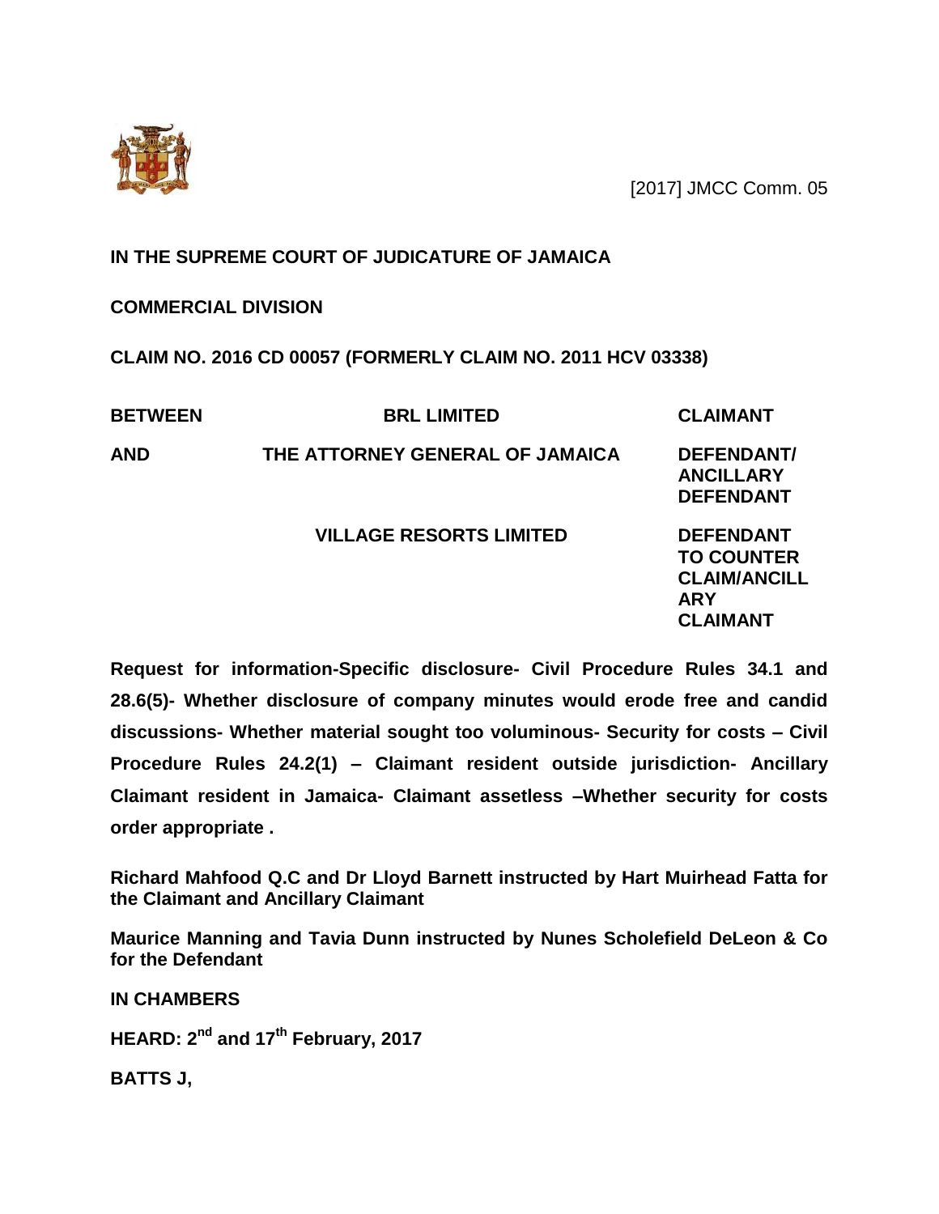[2017] JMCC Comm. 05

**IN THE SUPREME COURT OF JUDICATURE OF JAMAICA**

**COMMERCIAL DIVISION**

**CLAIM NO. 2016 CD 00057 (FORMERLY CLAIM NO. 2011 HCV 03338)**

| | | |
|---|---|---|
| **BETWEEN** | **BRL LIMITED** | **CLAIMANT** |
| **AND** | **THE ATTORNEY GENERAL OF JAMAICA** | **DEFENDANT/ ANCILLARY DEFENDANT** |
| | **VILLAGE RESORTS LIMITED** | **DEFENDANT TO COUNTER CLAIM/ANCILLARY CLAIMANT** |

**Request for information-Specific disclosure- Civil Procedure Rules 34.1 and 28.6(5)- Whether disclosure of company minutes would erode free and candid discussions- Whether material sought too voluminous- Security for costs – Civil Procedure Rules 24.2(1) – Claimant resident outside jurisdiction- Ancillary Claimant resident in Jamaica- Claimant assetless –Whether security for costs order appropriate .**

**Richard Mahfood Q.C and Dr Lloyd Barnett instructed by Hart Muirhead Fatta for the Claimant and Ancillary Claimant**

**Maurice Manning and Tavia Dunn instructed by Nunes Scholefield DeLeon & Co for the Defendant**

**IN CHAMBERS**

**HEARD: 2nd and 17th February, 2017**

**BATTS J,**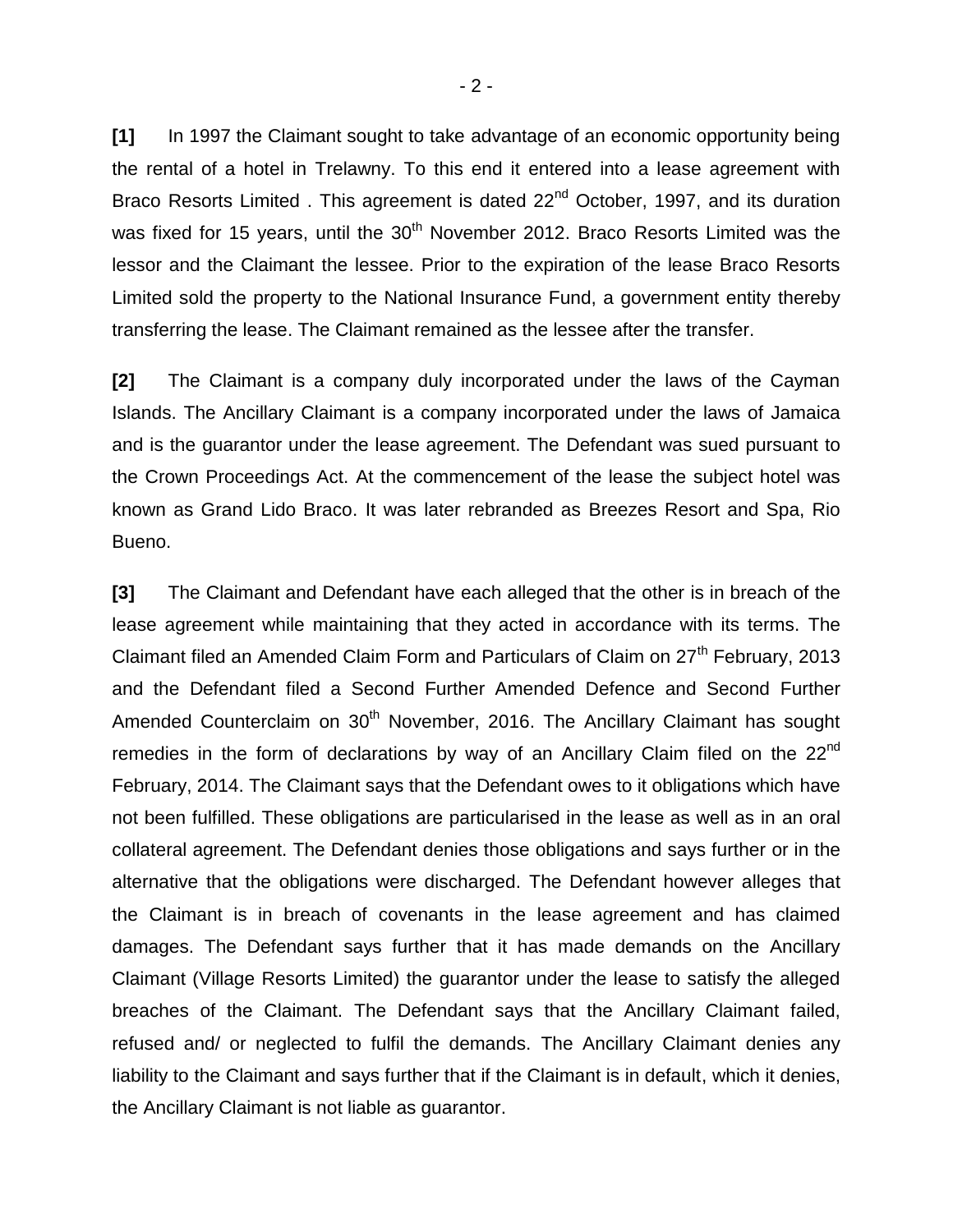**[1]** In 1997 the Claimant sought to take advantage of an economic opportunity being the rental of a hotel in Trelawny. To this end it entered into a lease agreement with Braco Resorts Limited . This agreement is dated 22nd October, 1997, and its duration was fixed for 15 years, until the 30th November 2012. Braco Resorts Limited was the lessor and the Claimant the lessee. Prior to the expiration of the lease Braco Resorts Limited sold the property to the National Insurance Fund, a government entity thereby transferring the lease. The Claimant remained as the lessee after the transfer.

**[2]** The Claimant is a company duly incorporated under the laws of the Cayman Islands. The Ancillary Claimant is a company incorporated under the laws of Jamaica and is the guarantor under the lease agreement. The Defendant was sued pursuant to the Crown Proceedings Act. At the commencement of the lease the subject hotel was known as Grand Lido Braco. It was later rebranded as Breezes Resort and Spa, Rio Bueno.

**[3]** The Claimant and Defendant have each alleged that the other is in breach of the lease agreement while maintaining that they acted in accordance with its terms. The Claimant filed an Amended Claim Form and Particulars of Claim on 27th February, 2013 and the Defendant filed a Second Further Amended Defence and Second Further Amended Counterclaim on 30th November, 2016. The Ancillary Claimant has sought remedies in the form of declarations by way of an Ancillary Claim filed on the 22nd February, 2014. The Claimant says that the Defendant owes to it obligations which have not been fulfilled. These obligations are particularised in the lease as well as in an oral collateral agreement. The Defendant denies those obligations and says further or in the alternative that the obligations were discharged. The Defendant however alleges that the Claimant is in breach of covenants in the lease agreement and has claimed damages. The Defendant says further that it has made demands on the Ancillary Claimant (Village Resorts Limited) the guarantor under the lease to satisfy the alleged breaches of the Claimant. The Defendant says that the Ancillary Claimant failed, refused and/ or neglected to fulfil the demands. The Ancillary Claimant denies any liability to the Claimant and says further that if the Claimant is in default, which it denies, the Ancillary Claimant is not liable as guarantor.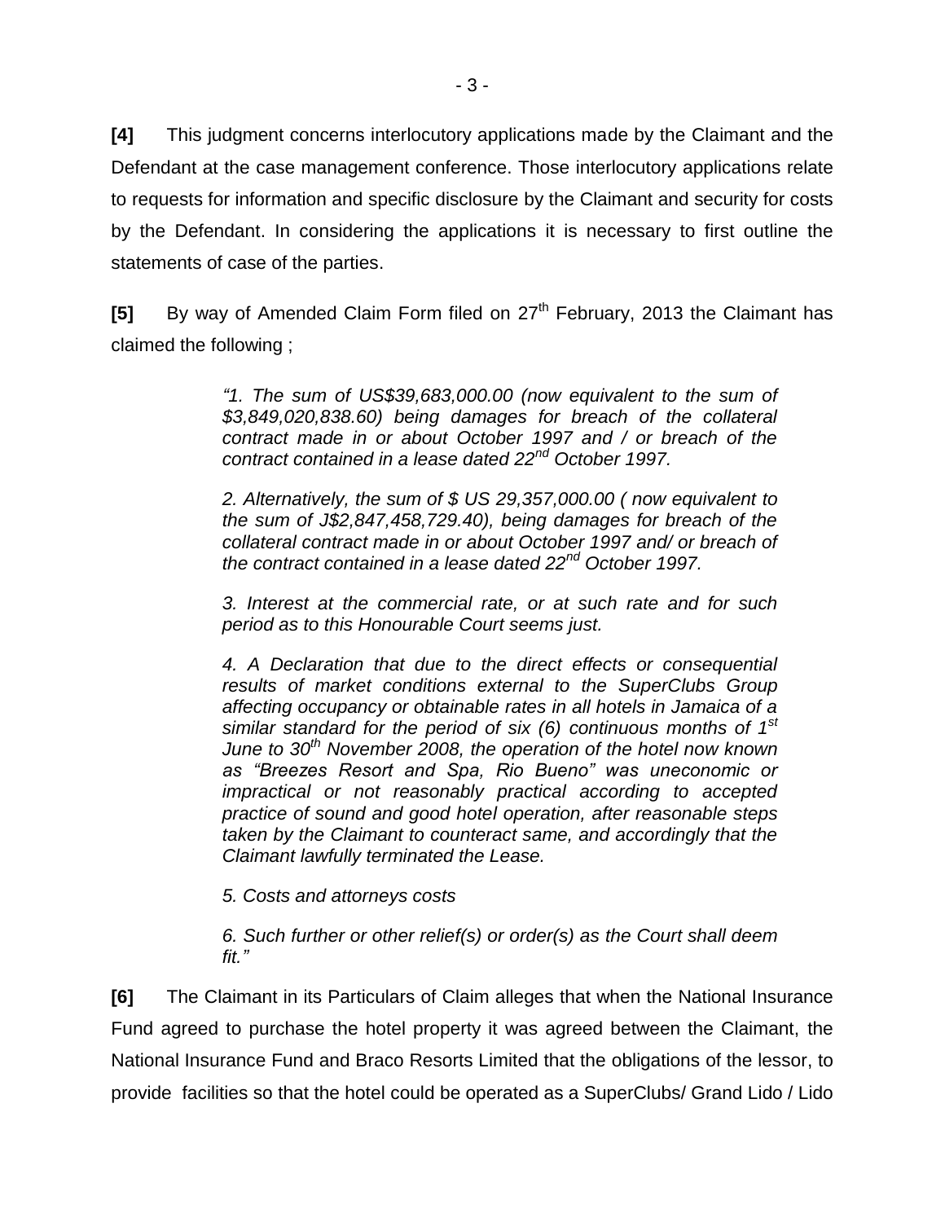**[4]** This judgment concerns interlocutory applications made by the Claimant and the Defendant at the case management conference. Those interlocutory applications relate to requests for information and specific disclosure by the Claimant and security for costs by the Defendant. In considering the applications it is necessary to first outline the statements of case of the parties.

**[5]** By way of Amended Claim Form filed on 27th February, 2013 the Claimant has claimed the following ;

> *"1. The sum of US$39,683,000.00 (now equivalent to the sum of $3,849,020,838.60) being damages for breach of the collateral contract made in or about October 1997 and / or breach of the contract contained in a lease dated 22nd October 1997.*
>
> *2. Alternatively, the sum of $ US 29,357,000.00 ( now equivalent to the sum of J$2,847,458,729.40), being damages for breach of the collateral contract made in or about October 1997 and/ or breach of the contract contained in a lease dated 22nd October 1997.*
>
> *3. Interest at the commercial rate, or at such rate and for such period as to this Honourable Court seems just.*
>
> *4. A Declaration that due to the direct effects or consequential results of market conditions external to the SuperClubs Group affecting occupancy or obtainable rates in all hotels in Jamaica of a similar standard for the period of six (6) continuous months of 1st June to 30th November 2008, the operation of the hotel now known as "Breezes Resort and Spa, Rio Bueno" was uneconomic or impractical or not reasonably practical according to accepted practice of sound and good hotel operation, after reasonable steps taken by the Claimant to counteract same, and accordingly that the Claimant lawfully terminated the Lease.*
>
> *5. Costs and attorneys costs*
>
> *6. Such further or other relief(s) or order(s) as the Court shall deem fit."*

**[6]** The Claimant in its Particulars of Claim alleges that when the National Insurance Fund agreed to purchase the hotel property it was agreed between the Claimant, the National Insurance Fund and Braco Resorts Limited that the obligations of the lessor, to provide facilities so that the hotel could be operated as a SuperClubs/ Grand Lido / Lido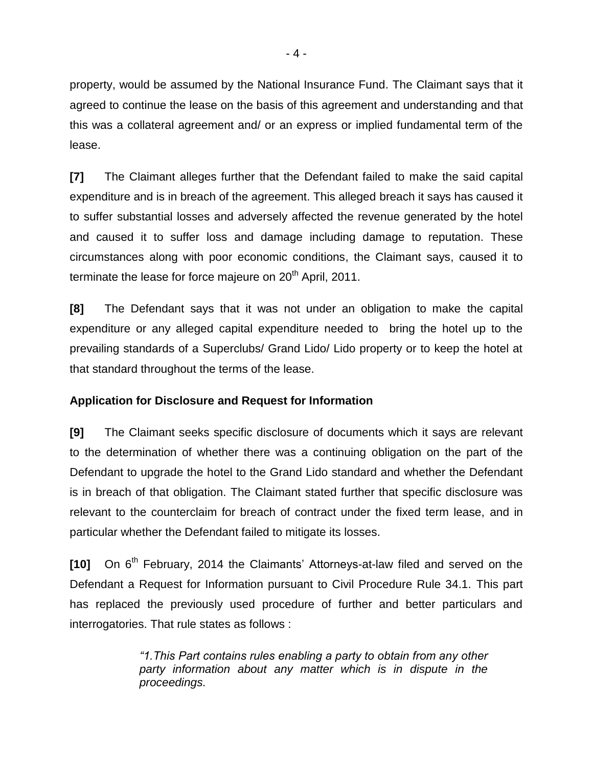property, would be assumed by the National Insurance Fund. The Claimant says that it agreed to continue the lease on the basis of this agreement and understanding and that this was a collateral agreement and/ or an express or implied fundamental term of the lease.

**[7]** The Claimant alleges further that the Defendant failed to make the said capital expenditure and is in breach of the agreement. This alleged breach it says has caused it to suffer substantial losses and adversely affected the revenue generated by the hotel and caused it to suffer loss and damage including damage to reputation. These circumstances along with poor economic conditions, the Claimant says, caused it to terminate the lease for force majeure on 20th April, 2011.

**[8]** The Defendant says that it was not under an obligation to make the capital expenditure or any alleged capital expenditure needed to bring the hotel up to the prevailing standards of a Superclubs/ Grand Lido/ Lido property or to keep the hotel at that standard throughout the terms of the lease.

**Application for Disclosure and Request for Information**

**[9]** The Claimant seeks specific disclosure of documents which it says are relevant to the determination of whether there was a continuing obligation on the part of the Defendant to upgrade the hotel to the Grand Lido standard and whether the Defendant is in breach of that obligation. The Claimant stated further that specific disclosure was relevant to the counterclaim for breach of contract under the fixed term lease, and in particular whether the Defendant failed to mitigate its losses.

**[10]** On 6th February, 2014 the Claimants' Attorneys-at-law filed and served on the Defendant a Request for Information pursuant to Civil Procedure Rule 34.1. This part has replaced the previously used procedure of further and better particulars and interrogatories. That rule states as follows :

> *"1.This Part contains rules enabling a party to obtain from any other party information about any matter which is in dispute in the proceedings.*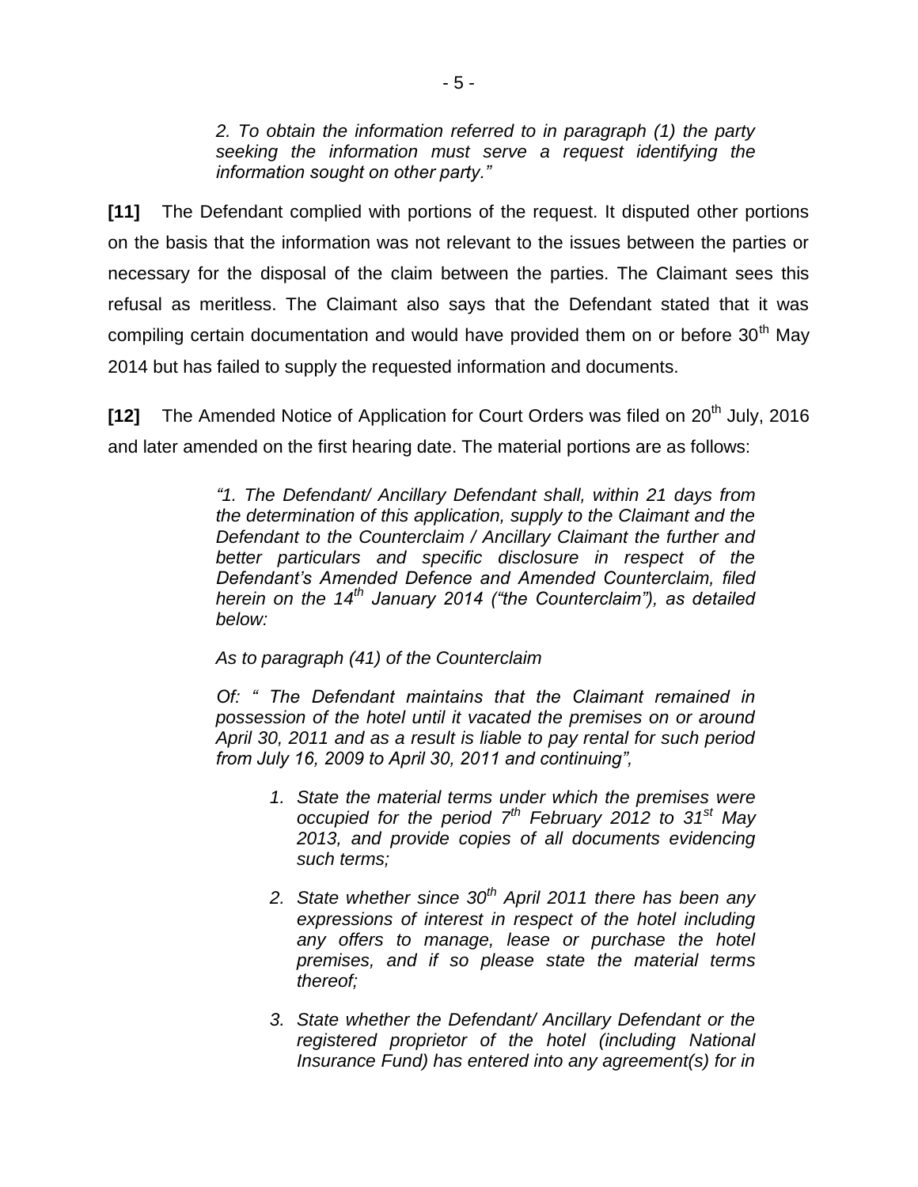*2. To obtain the information referred to in paragraph (1) the party seeking the information must serve a request identifying the information sought on other party."*

**[11]** The Defendant complied with portions of the request. It disputed other portions on the basis that the information was not relevant to the issues between the parties or necessary for the disposal of the claim between the parties. The Claimant sees this refusal as meritless. The Claimant also says that the Defendant stated that it was compiling certain documentation and would have provided them on or before 30th May 2014 but has failed to supply the requested information and documents.

**[12]** The Amended Notice of Application for Court Orders was filed on 20th July, 2016 and later amended on the first hearing date. The material portions are as follows:

> *"1. The Defendant/ Ancillary Defendant shall, within 21 days from the determination of this application, supply to the Claimant and the Defendant to the Counterclaim / Ancillary Claimant the further and better particulars and specific disclosure in respect of the Defendant's Amended Defence and Amended Counterclaim, filed herein on the 14th January 2014 ("the Counterclaim"), as detailed below:*
>
> *As to paragraph (41) of the Counterclaim*
>
> *Of: " The Defendant maintains that the Claimant remained in possession of the hotel until it vacated the premises on or around April 30, 2011 and as a result is liable to pay rental for such period from July 16, 2009 to April 30, 2011 and continuing",*
>
> 1. *State the material terms under which the premises were occupied for the period 7th February 2012 to 31st May 2013, and provide copies of all documents evidencing such terms;*
> 2. *State whether since 30th April 2011 there has been any expressions of interest in respect of the hotel including any offers to manage, lease or purchase the hotel premises, and if so please state the material terms thereof;*
> 3. *State whether the Defendant/ Ancillary Defendant or the registered proprietor of the hotel (including National Insurance Fund) has entered into any agreement(s) for in*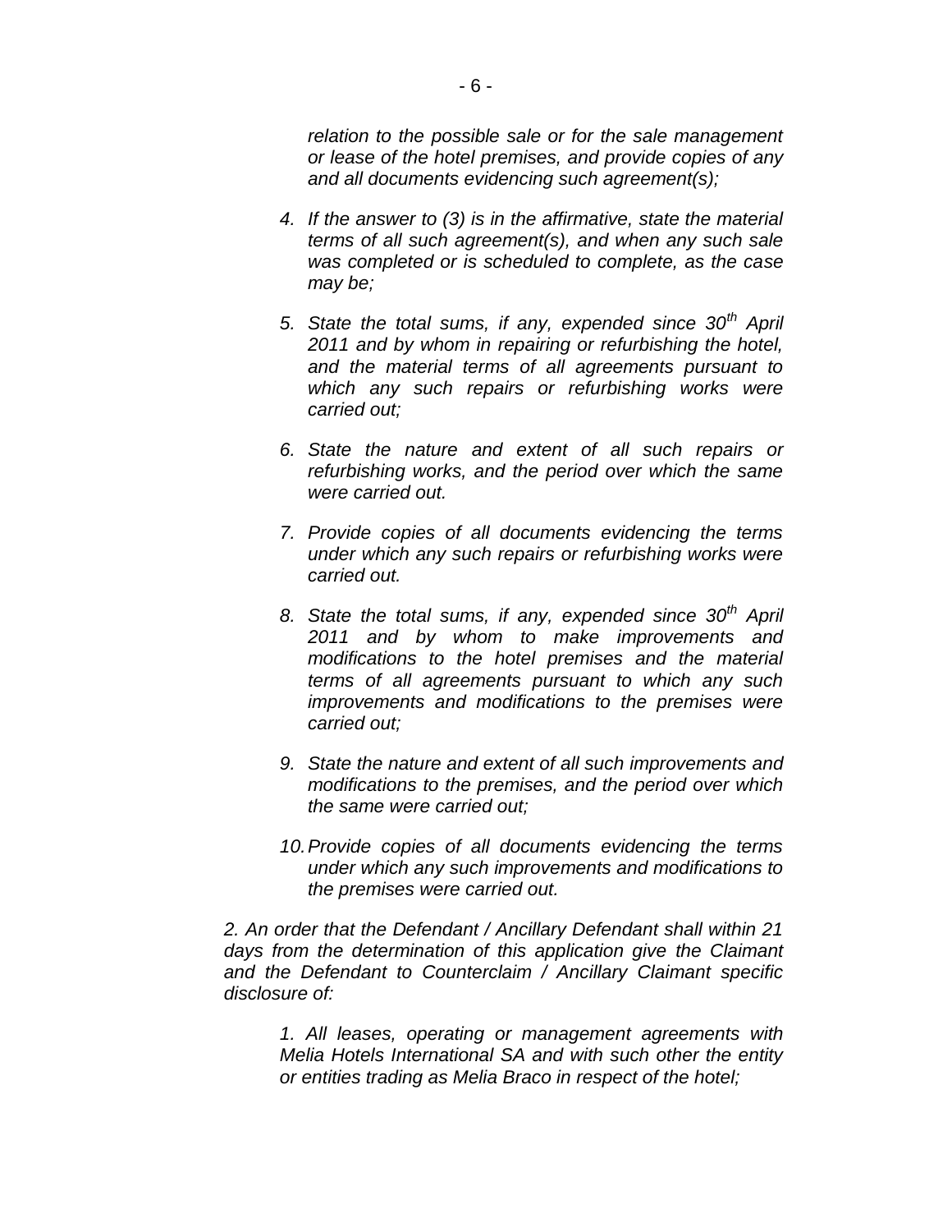*relation to the possible sale or for the sale management or lease of the hotel premises, and provide copies of any and all documents evidencing such agreement(s);*

4. *If the answer to (3) is in the affirmative, state the material terms of all such agreement(s), and when any such sale was completed or is scheduled to complete, as the case may be;*

5. *State the total sums, if any, expended since 30th April 2011 and by whom in repairing or refurbishing the hotel, and the material terms of all agreements pursuant to which any such repairs or refurbishing works were carried out;*

6. *State the nature and extent of all such repairs or refurbishing works, and the period over which the same were carried out.*

7. *Provide copies of all documents evidencing the terms under which any such repairs or refurbishing works were carried out.*

8. *State the total sums, if any, expended since 30th April 2011 and by whom to make improvements and modifications to the hotel premises and the material terms of all agreements pursuant to which any such improvements and modifications to the premises were carried out;*

9. *State the nature and extent of all such improvements and modifications to the premises, and the period over which the same were carried out;*

10. *Provide copies of all documents evidencing the terms under which any such improvements and modifications to the premises were carried out.*

*2. An order that the Defendant / Ancillary Defendant shall within 21 days from the determination of this application give the Claimant and the Defendant to Counterclaim / Ancillary Claimant specific disclosure of:*

> *1. All leases, operating or management agreements with Melia Hotels International SA and with such other the entity or entities trading as Melia Braco in respect of the hotel;*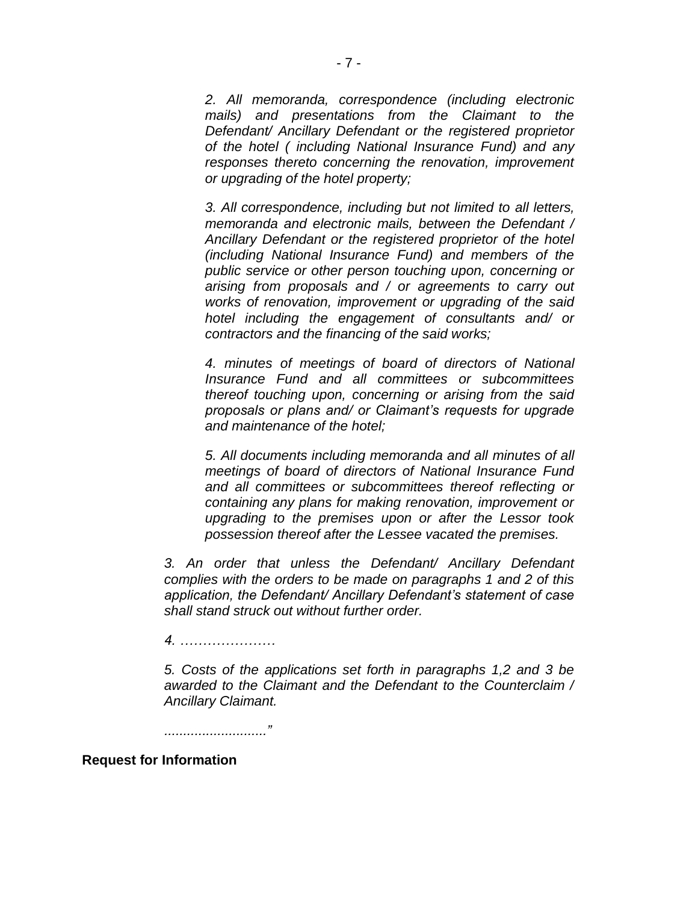*2. All memoranda, correspondence (including electronic mails) and presentations from the Claimant to the Defendant/ Ancillary Defendant or the registered proprietor of the hotel ( including National Insurance Fund) and any responses thereto concerning the renovation, improvement or upgrading of the hotel property;*

*3. All correspondence, including but not limited to all letters, memoranda and electronic mails, between the Defendant / Ancillary Defendant or the registered proprietor of the hotel (including National Insurance Fund) and members of the public service or other person touching upon, concerning or arising from proposals and / or agreements to carry out works of renovation, improvement or upgrading of the said hotel including the engagement of consultants and/ or contractors and the financing of the said works;*

*4. minutes of meetings of board of directors of National Insurance Fund and all committees or subcommittees thereof touching upon, concerning or arising from the said proposals or plans and/ or Claimant's requests for upgrade and maintenance of the hotel;*

*5. All documents including memoranda and all minutes of all meetings of board of directors of National Insurance Fund and all committees or subcommittees thereof reflecting or containing any plans for making renovation, improvement or upgrading to the premises upon or after the Lessor took possession thereof after the Lessee vacated the premises.*

*3. An order that unless the Defendant/ Ancillary Defendant complies with the orders to be made on paragraphs 1 and 2 of this application, the Defendant/ Ancillary Defendant's statement of case shall stand struck out without further order.*

*4. …………………*

*5. Costs of the applications set forth in paragraphs 1,2 and 3 be awarded to the Claimant and the Defendant to the Counterclaim / Ancillary Claimant.*

*..........................."*

**Request for Information**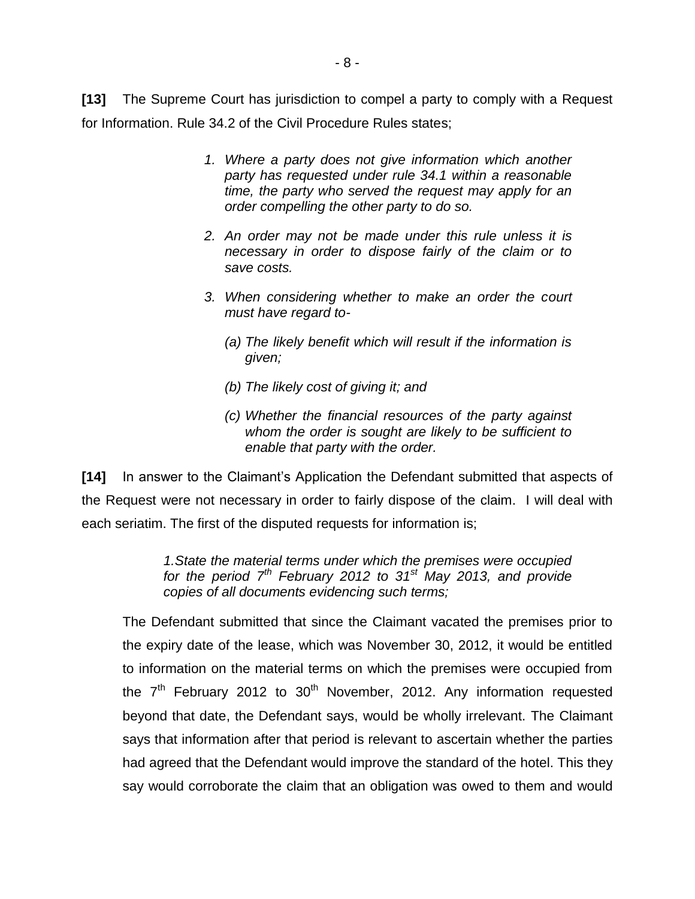**[13]** The Supreme Court has jurisdiction to compel a party to comply with a Request for Information. Rule 34.2 of the Civil Procedure Rules states;

> 1. *Where a party does not give information which another party has requested under rule 34.1 within a reasonable time, the party who served the request may apply for an order compelling the other party to do so.*
>
> 2. *An order may not be made under this rule unless it is necessary in order to dispose fairly of the claim or to save costs.*
>
> 3. *When considering whether to make an order the court must have regard to-*
>
>     *(a) The likely benefit which will result if the information is given;*
>
>     *(b) The likely cost of giving it; and*
>
>     *(c) Whether the financial resources of the party against whom the order is sought are likely to be sufficient to enable that party with the order.*

**[14]** In answer to the Claimant's Application the Defendant submitted that aspects of the Request were not necessary in order to fairly dispose of the claim. I will deal with each seriatim. The first of the disputed requests for information is;

> *1.State the material terms under which the premises were occupied for the period 7th February 2012 to 31st May 2013, and provide copies of all documents evidencing such terms;*

The Defendant submitted that since the Claimant vacated the premises prior to the expiry date of the lease, which was November 30, 2012, it would be entitled to information on the material terms on which the premises were occupied from the 7th February 2012 to 30th November, 2012. Any information requested beyond that date, the Defendant says, would be wholly irrelevant. The Claimant says that information after that period is relevant to ascertain whether the parties had agreed that the Defendant would improve the standard of the hotel. This they say would corroborate the claim that an obligation was owed to them and would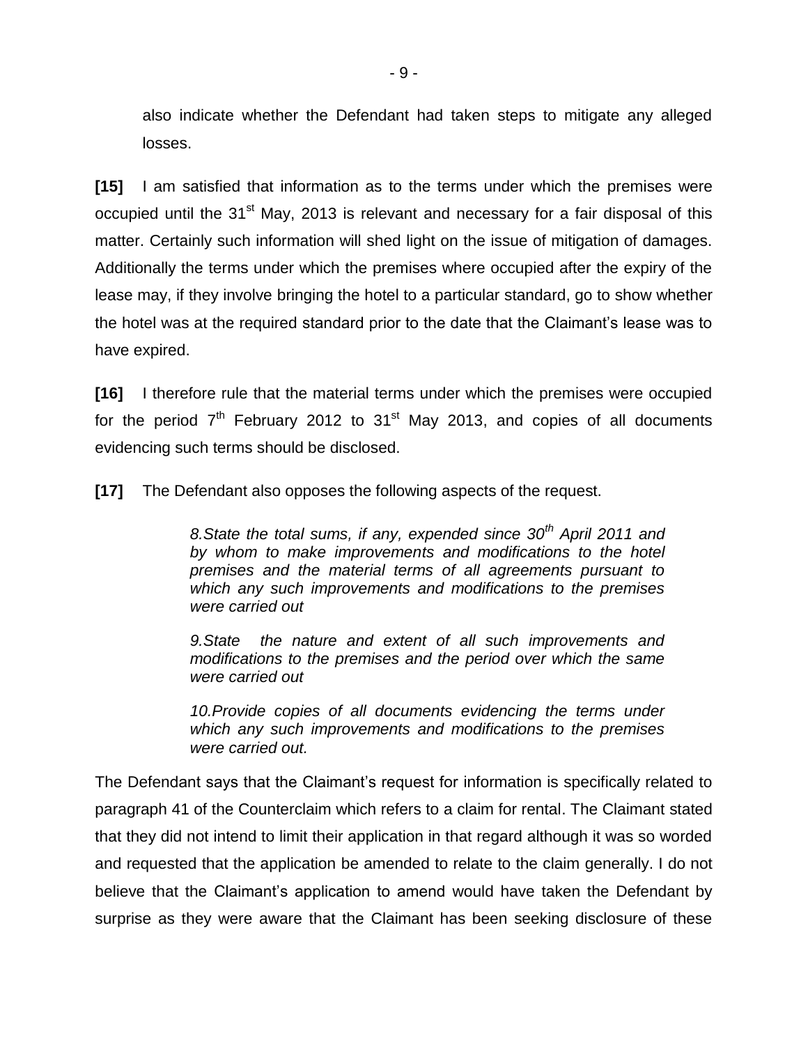also indicate whether the Defendant had taken steps to mitigate any alleged losses.

**[15]** I am satisfied that information as to the terms under which the premises were occupied until the 31st May, 2013 is relevant and necessary for a fair disposal of this matter. Certainly such information will shed light on the issue of mitigation of damages. Additionally the terms under which the premises where occupied after the expiry of the lease may, if they involve bringing the hotel to a particular standard, go to show whether the hotel was at the required standard prior to the date that the Claimant's lease was to have expired.

**[16]** I therefore rule that the material terms under which the premises were occupied for the period 7th February 2012 to 31st May 2013, and copies of all documents evidencing such terms should be disclosed.

**[17]** The Defendant also opposes the following aspects of the request.

> *8.State the total sums, if any, expended since 30th April 2011 and by whom to make improvements and modifications to the hotel premises and the material terms of all agreements pursuant to which any such improvements and modifications to the premises were carried out*
>
> *9.State the nature and extent of all such improvements and modifications to the premises and the period over which the same were carried out*
>
> *10.Provide copies of all documents evidencing the terms under which any such improvements and modifications to the premises were carried out.*

The Defendant says that the Claimant's request for information is specifically related to paragraph 41 of the Counterclaim which refers to a claim for rental. The Claimant stated that they did not intend to limit their application in that regard although it was so worded and requested that the application be amended to relate to the claim generally. I do not believe that the Claimant's application to amend would have taken the Defendant by surprise as they were aware that the Claimant has been seeking disclosure of these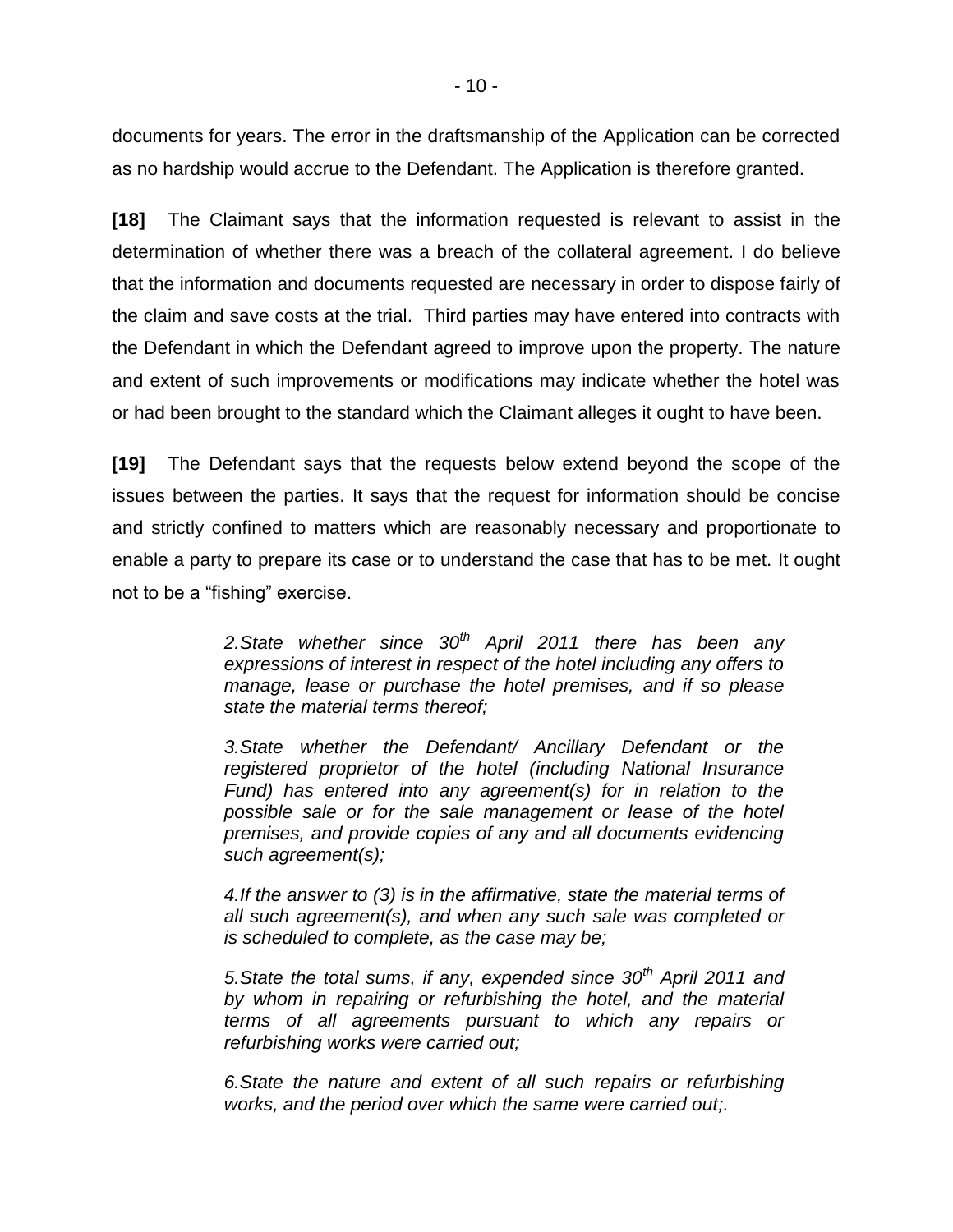documents for years. The error in the draftsmanship of the Application can be corrected as no hardship would accrue to the Defendant. The Application is therefore granted.

**[18]** The Claimant says that the information requested is relevant to assist in the determination of whether there was a breach of the collateral agreement. I do believe that the information and documents requested are necessary in order to dispose fairly of the claim and save costs at the trial. Third parties may have entered into contracts with the Defendant in which the Defendant agreed to improve upon the property. The nature and extent of such improvements or modifications may indicate whether the hotel was or had been brought to the standard which the Claimant alleges it ought to have been.

**[19]** The Defendant says that the requests below extend beyond the scope of the issues between the parties. It says that the request for information should be concise and strictly confined to matters which are reasonably necessary and proportionate to enable a party to prepare its case or to understand the case that has to be met. It ought not to be a "fishing" exercise.

> *2.State whether since 30th April 2011 there has been any expressions of interest in respect of the hotel including any offers to manage, lease or purchase the hotel premises, and if so please state the material terms thereof;*
>
> *3.State whether the Defendant/ Ancillary Defendant or the registered proprietor of the hotel (including National Insurance Fund) has entered into any agreement(s) for in relation to the possible sale or for the sale management or lease of the hotel premises, and provide copies of any and all documents evidencing such agreement(s);*
>
> *4.If the answer to (3) is in the affirmative, state the material terms of all such agreement(s), and when any such sale was completed or is scheduled to complete, as the case may be;*
>
> *5.State the total sums, if any, expended since 30th April 2011 and by whom in repairing or refurbishing the hotel, and the material terms of all agreements pursuant to which any repairs or refurbishing works were carried out;*
>
> *6.State the nature and extent of all such repairs or refurbishing works, and the period over which the same were carried out;.*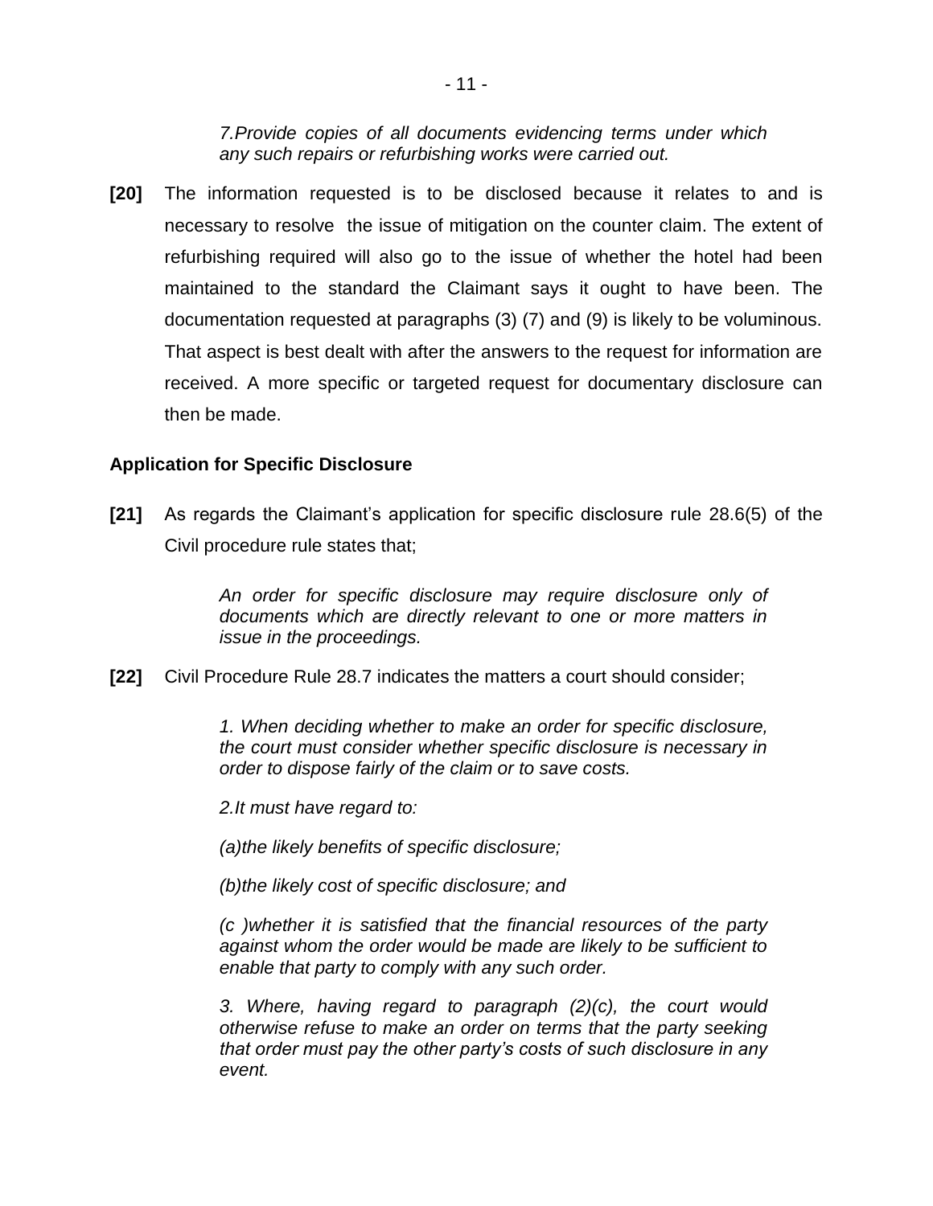*7.Provide copies of all documents evidencing terms under which any such repairs or refurbishing works were carried out.*

**[20]** The information requested is to be disclosed because it relates to and is necessary to resolve the issue of mitigation on the counter claim. The extent of refurbishing required will also go to the issue of whether the hotel had been maintained to the standard the Claimant says it ought to have been. The documentation requested at paragraphs (3) (7) and (9) is likely to be voluminous. That aspect is best dealt with after the answers to the request for information are received. A more specific or targeted request for documentary disclosure can then be made.

**Application for Specific Disclosure**

**[21]** As regards the Claimant's application for specific disclosure rule 28.6(5) of the Civil procedure rule states that;

> *An order for specific disclosure may require disclosure only of documents which are directly relevant to one or more matters in issue in the proceedings.*

**[22]** Civil Procedure Rule 28.7 indicates the matters a court should consider;

> *1. When deciding whether to make an order for specific disclosure, the court must consider whether specific disclosure is necessary in order to dispose fairly of the claim or to save costs.*
>
> *2.It must have regard to:*
>
> *(a)the likely benefits of specific disclosure;*
>
> *(b)the likely cost of specific disclosure; and*
>
> *(c )whether it is satisfied that the financial resources of the party against whom the order would be made are likely to be sufficient to enable that party to comply with any such order.*
>
> *3. Where, having regard to paragraph (2)(c), the court would otherwise refuse to make an order on terms that the party seeking that order must pay the other party's costs of such disclosure in any event.*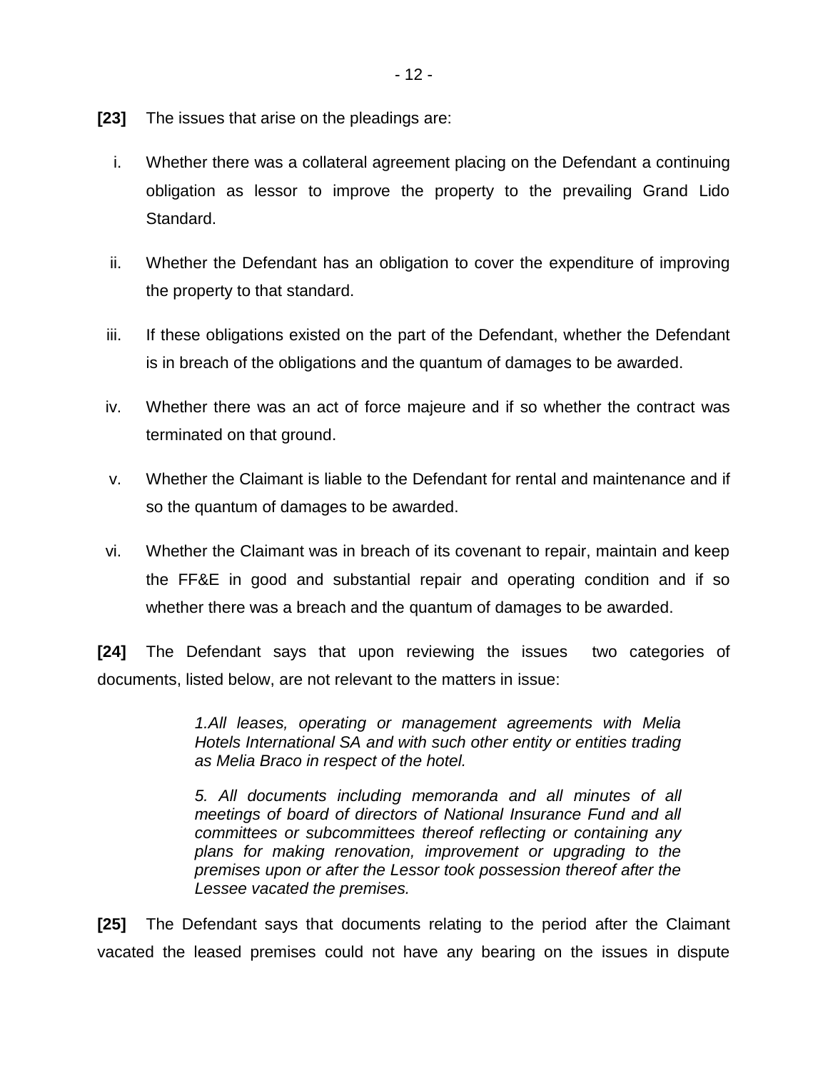**[23]** The issues that arise on the pleadings are:

i. Whether there was a collateral agreement placing on the Defendant a continuing obligation as lessor to improve the property to the prevailing Grand Lido Standard.

ii. Whether the Defendant has an obligation to cover the expenditure of improving the property to that standard.

iii. If these obligations existed on the part of the Defendant, whether the Defendant is in breach of the obligations and the quantum of damages to be awarded.

iv. Whether there was an act of force majeure and if so whether the contract was terminated on that ground.

v. Whether the Claimant is liable to the Defendant for rental and maintenance and if so the quantum of damages to be awarded.

vi. Whether the Claimant was in breach of its covenant to repair, maintain and keep the FF&E in good and substantial repair and operating condition and if so whether there was a breach and the quantum of damages to be awarded.

**[24]** The Defendant says that upon reviewing the issues two categories of documents, listed below, are not relevant to the matters in issue:

> *1.All leases, operating or management agreements with Melia Hotels International SA and with such other entity or entities trading as Melia Braco in respect of the hotel.*
>
> *5. All documents including memoranda and all minutes of all meetings of board of directors of National Insurance Fund and all committees or subcommittees thereof reflecting or containing any plans for making renovation, improvement or upgrading to the premises upon or after the Lessor took possession thereof after the Lessee vacated the premises.*

**[25]** The Defendant says that documents relating to the period after the Claimant vacated the leased premises could not have any bearing on the issues in dispute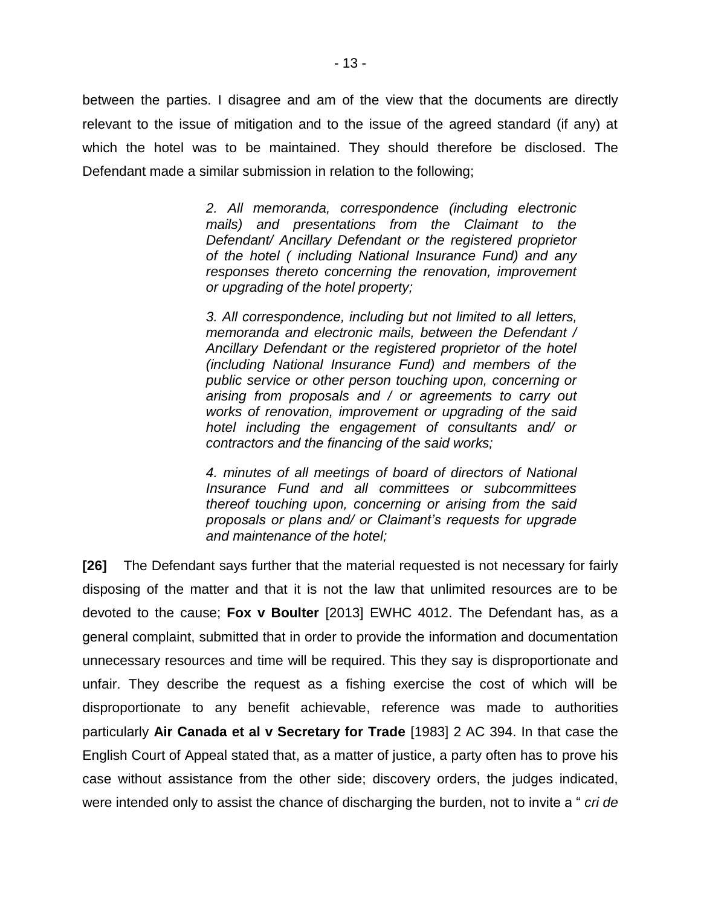between the parties. I disagree and am of the view that the documents are directly relevant to the issue of mitigation and to the issue of the agreed standard (if any) at which the hotel was to be maintained. They should therefore be disclosed. The Defendant made a similar submission in relation to the following;

> *2. All memoranda, correspondence (including electronic mails) and presentations from the Claimant to the Defendant/ Ancillary Defendant or the registered proprietor of the hotel ( including National Insurance Fund) and any responses thereto concerning the renovation, improvement or upgrading of the hotel property;*
>
> *3. All correspondence, including but not limited to all letters, memoranda and electronic mails, between the Defendant / Ancillary Defendant or the registered proprietor of the hotel (including National Insurance Fund) and members of the public service or other person touching upon, concerning or arising from proposals and / or agreements to carry out works of renovation, improvement or upgrading of the said hotel including the engagement of consultants and/ or contractors and the financing of the said works;*
>
> *4. minutes of all meetings of board of directors of National Insurance Fund and all committees or subcommittees thereof touching upon, concerning or arising from the said proposals or plans and/ or Claimant's requests for upgrade and maintenance of the hotel;*

**[26]** The Defendant says further that the material requested is not necessary for fairly disposing of the matter and that it is not the law that unlimited resources are to be devoted to the cause; **Fox v Boulter** [2013] EWHC 4012. The Defendant has, as a general complaint, submitted that in order to provide the information and documentation unnecessary resources and time will be required. This they say is disproportionate and unfair. They describe the request as a fishing exercise the cost of which will be disproportionate to any benefit achievable, reference was made to authorities particularly **Air Canada et al v Secretary for Trade** [1983] 2 AC 394. In that case the English Court of Appeal stated that, as a matter of justice, a party often has to prove his case without assistance from the other side; discovery orders, the judges indicated, were intended only to assist the chance of discharging the burden, not to invite a " *cri de*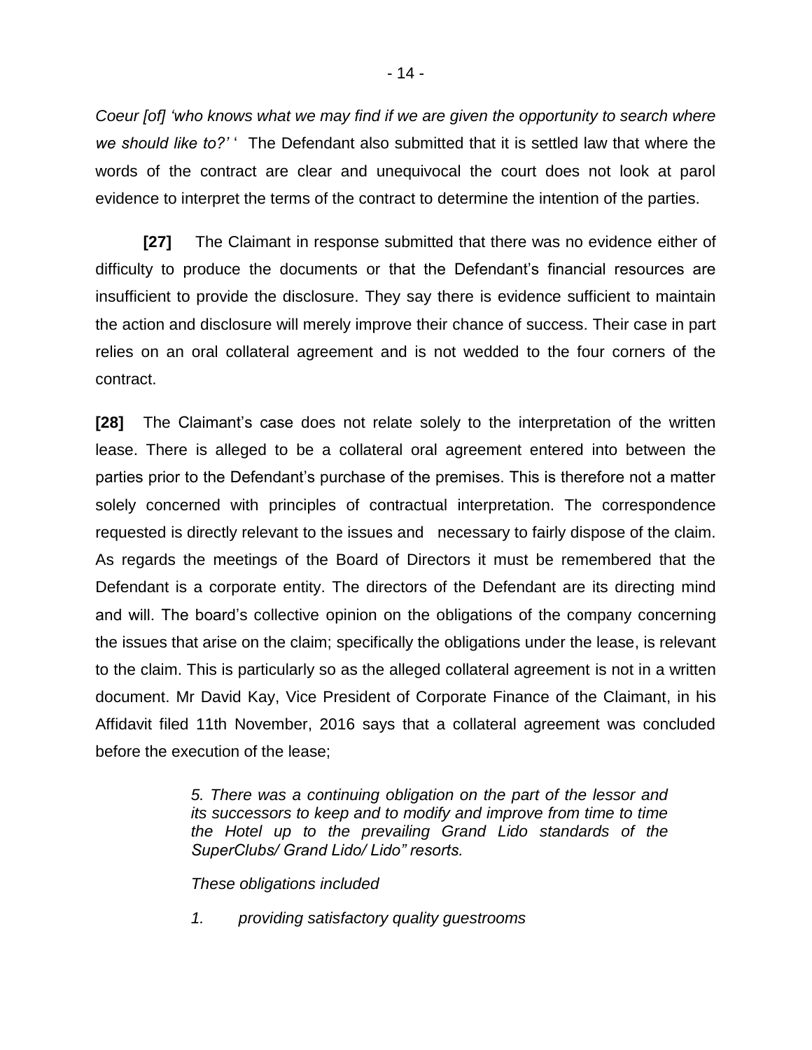*Coeur [of] 'who knows what we may find if we are given the opportunity to search where we should like to?'* ' The Defendant also submitted that it is settled law that where the words of the contract are clear and unequivocal the court does not look at parol evidence to interpret the terms of the contract to determine the intention of the parties.

**[27]** The Claimant in response submitted that there was no evidence either of difficulty to produce the documents or that the Defendant's financial resources are insufficient to provide the disclosure. They say there is evidence sufficient to maintain the action and disclosure will merely improve their chance of success. Their case in part relies on an oral collateral agreement and is not wedded to the four corners of the contract.

**[28]** The Claimant's case does not relate solely to the interpretation of the written lease. There is alleged to be a collateral oral agreement entered into between the parties prior to the Defendant's purchase of the premises. This is therefore not a matter solely concerned with principles of contractual interpretation. The correspondence requested is directly relevant to the issues and necessary to fairly dispose of the claim. As regards the meetings of the Board of Directors it must be remembered that the Defendant is a corporate entity. The directors of the Defendant are its directing mind and will. The board's collective opinion on the obligations of the company concerning the issues that arise on the claim; specifically the obligations under the lease, is relevant to the claim. This is particularly so as the alleged collateral agreement is not in a written document. Mr David Kay, Vice President of Corporate Finance of the Claimant, in his Affidavit filed 11th November, 2016 says that a collateral agreement was concluded before the execution of the lease;

> *5. There was a continuing obligation on the part of the lessor and its successors to keep and to modify and improve from time to time the Hotel up to the prevailing Grand Lido standards of the SuperClubs/ Grand Lido/ Lido" resorts.*
>
> *These obligations included*
>
> *1. providing satisfactory quality guestrooms*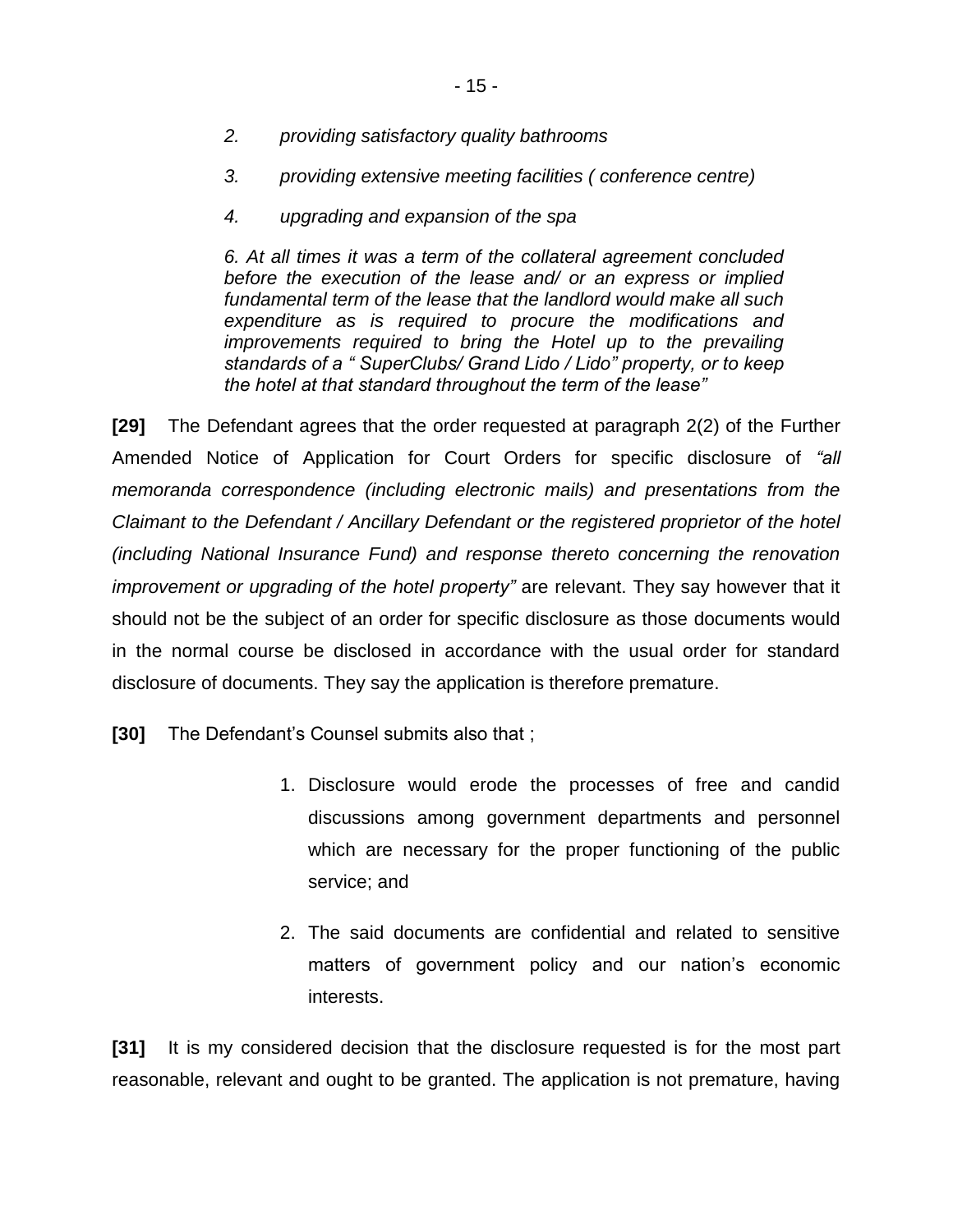> *2. providing satisfactory quality bathrooms*
>
> *3. providing extensive meeting facilities ( conference centre)*
>
> *4. upgrading and expansion of the spa*
>
> *6. At all times it was a term of the collateral agreement concluded before the execution of the lease and/ or an express or implied fundamental term of the lease that the landlord would make all such expenditure as is required to procure the modifications and improvements required to bring the Hotel up to the prevailing standards of a " SuperClubs/ Grand Lido / Lido" property, or to keep the hotel at that standard throughout the term of the lease"*

**[29]** The Defendant agrees that the order requested at paragraph 2(2) of the Further Amended Notice of Application for Court Orders for specific disclosure of *"all memoranda correspondence (including electronic mails) and presentations from the Claimant to the Defendant / Ancillary Defendant or the registered proprietor of the hotel (including National Insurance Fund) and response thereto concerning the renovation improvement or upgrading of the hotel property"* are relevant. They say however that it should not be the subject of an order for specific disclosure as those documents would in the normal course be disclosed in accordance with the usual order for standard disclosure of documents. They say the application is therefore premature.

**[30]** The Defendant's Counsel submits also that ;

1. Disclosure would erode the processes of free and candid discussions among government departments and personnel which are necessary for the proper functioning of the public service; and
2. The said documents are confidential and related to sensitive matters of government policy and our nation's economic interests.

**[31]** It is my considered decision that the disclosure requested is for the most part reasonable, relevant and ought to be granted. The application is not premature, having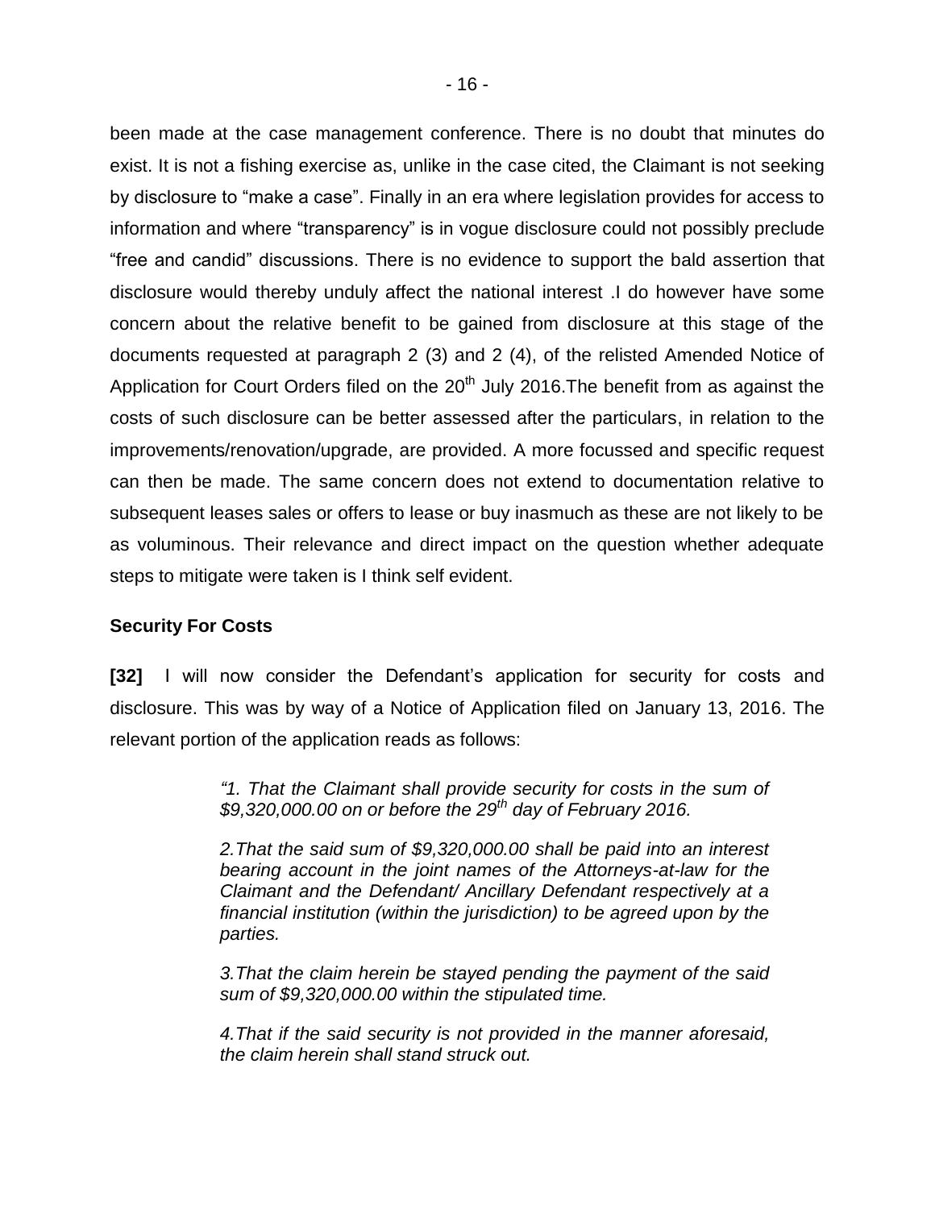been made at the case management conference. There is no doubt that minutes do exist. It is not a fishing exercise as, unlike in the case cited, the Claimant is not seeking by disclosure to "make a case". Finally in an era where legislation provides for access to information and where "transparency" is in vogue disclosure could not possibly preclude "free and candid" discussions. There is no evidence to support the bald assertion that disclosure would thereby unduly affect the national interest .I do however have some concern about the relative benefit to be gained from disclosure at this stage of the documents requested at paragraph 2 (3) and 2 (4), of the relisted Amended Notice of Application for Court Orders filed on the 20th July 2016.The benefit from as against the costs of such disclosure can be better assessed after the particulars, in relation to the improvements/renovation/upgrade, are provided. A more focussed and specific request can then be made. The same concern does not extend to documentation relative to subsequent leases sales or offers to lease or buy inasmuch as these are not likely to be as voluminous. Their relevance and direct impact on the question whether adequate steps to mitigate were taken is I think self evident.

**Security For Costs**

**[32]** I will now consider the Defendant's application for security for costs and disclosure. This was by way of a Notice of Application filed on January 13, 2016. The relevant portion of the application reads as follows:

> *"1. That the Claimant shall provide security for costs in the sum of $9,320,000.00 on or before the 29th day of February 2016.*
>
> *2.That the said sum of $9,320,000.00 shall be paid into an interest bearing account in the joint names of the Attorneys-at-law for the Claimant and the Defendant/ Ancillary Defendant respectively at a financial institution (within the jurisdiction) to be agreed upon by the parties.*
>
> *3.That the claim herein be stayed pending the payment of the said sum of $9,320,000.00 within the stipulated time.*
>
> *4.That if the said security is not provided in the manner aforesaid, the claim herein shall stand struck out.*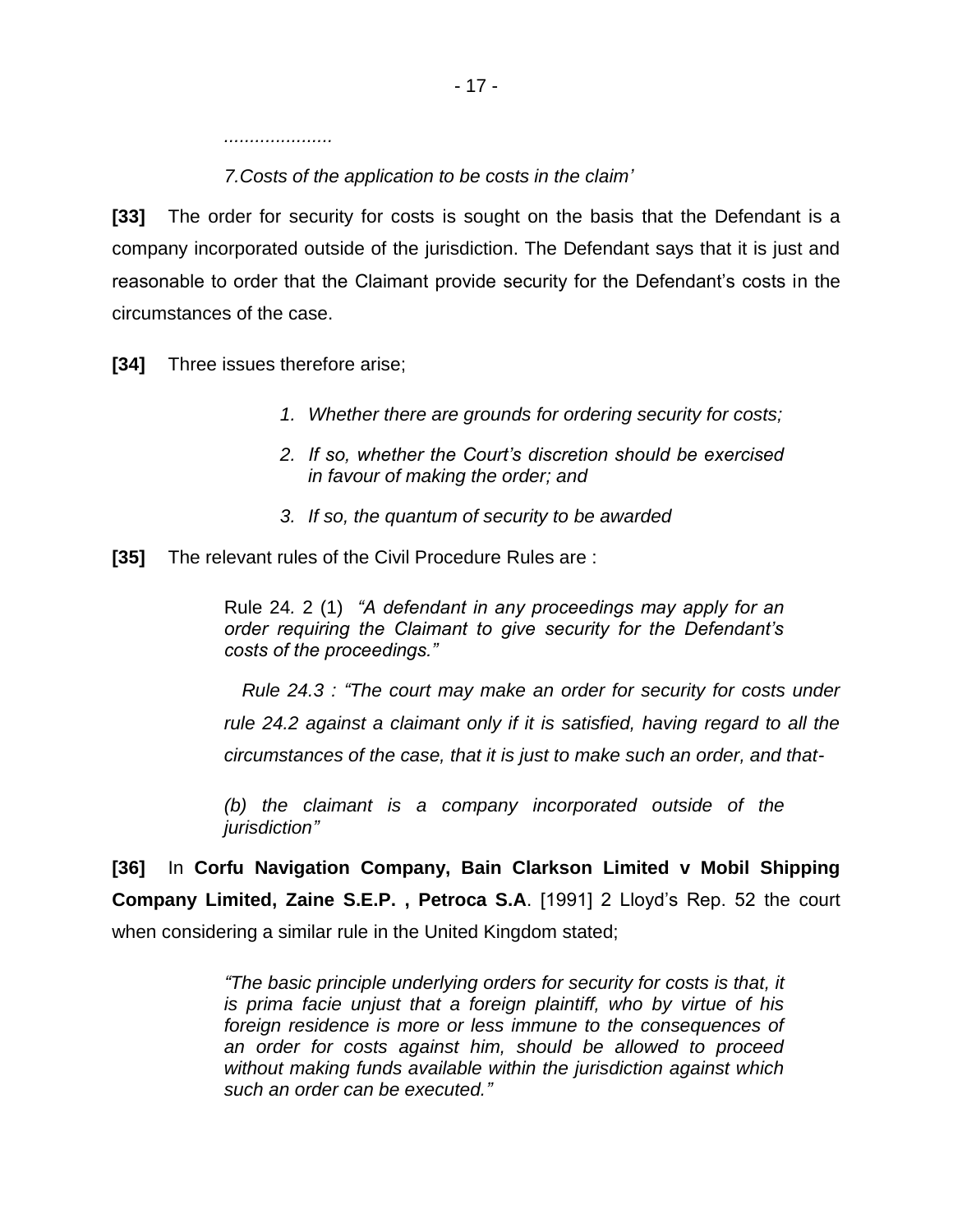*....................*

*7.Costs of the application to be costs in the claim'*

**[33]** The order for security for costs is sought on the basis that the Defendant is a company incorporated outside of the jurisdiction. The Defendant says that it is just and reasonable to order that the Claimant provide security for the Defendant's costs in the circumstances of the case.

**[34]** Three issues therefore arise;

> 1. *Whether there are grounds for ordering security for costs;*
> 2. *If so, whether the Court's discretion should be exercised in favour of making the order; and*
> 3. *If so, the quantum of security to be awarded*

**[35]** The relevant rules of the Civil Procedure Rules are :

> Rule 24. 2 (1) *"A defendant in any proceedings may apply for an order requiring the Claimant to give security for the Defendant's costs of the proceedings."*
>
> *Rule 24.3 : "The court may make an order for security for costs under rule 24.2 against a claimant only if it is satisfied, having regard to all the circumstances of the case, that it is just to make such an order, and that-*
>
> *(b) the claimant is a company incorporated outside of the jurisdiction"*

**[36]** In **Corfu Navigation Company, Bain Clarkson Limited v Mobil Shipping Company Limited, Zaine S.E.P. , Petroca S.A**. [1991] 2 Lloyd's Rep. 52 the court when considering a similar rule in the United Kingdom stated;

> *"The basic principle underlying orders for security for costs is that, it is prima facie unjust that a foreign plaintiff, who by virtue of his foreign residence is more or less immune to the consequences of an order for costs against him, should be allowed to proceed without making funds available within the jurisdiction against which such an order can be executed."*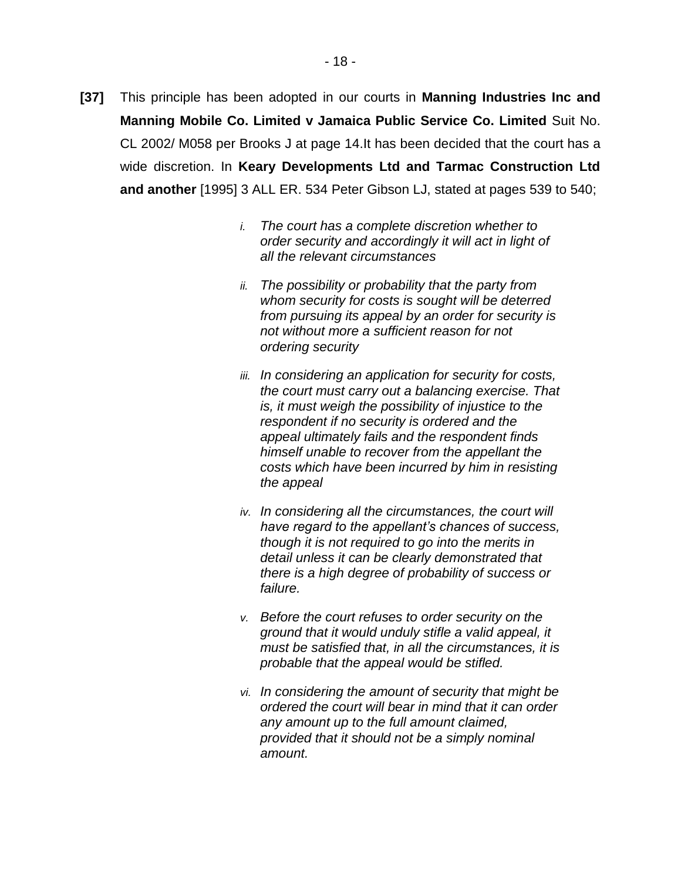**[37]** This principle has been adopted in our courts in **Manning Industries Inc and Manning Mobile Co. Limited v Jamaica Public Service Co. Limited** Suit No. CL 2002/ M058 per Brooks J at page 14.It has been decided that the court has a wide discretion. In **Keary Developments Ltd and Tarmac Construction Ltd and another** [1995] 3 ALL ER. 534 Peter Gibson LJ, stated at pages 539 to 540;

> i. *The court has a complete discretion whether to order security and accordingly it will act in light of all the relevant circumstances*
>
> ii. *The possibility or probability that the party from whom security for costs is sought will be deterred from pursuing its appeal by an order for security is not without more a sufficient reason for not ordering security*
>
> iii. *In considering an application for security for costs, the court must carry out a balancing exercise. That is, it must weigh the possibility of injustice to the respondent if no security is ordered and the appeal ultimately fails and the respondent finds himself unable to recover from the appellant the costs which have been incurred by him in resisting the appeal*
>
> iv. *In considering all the circumstances, the court will have regard to the appellant's chances of success, though it is not required to go into the merits in detail unless it can be clearly demonstrated that there is a high degree of probability of success or failure.*
>
> v. *Before the court refuses to order security on the ground that it would unduly stifle a valid appeal, it must be satisfied that, in all the circumstances, it is probable that the appeal would be stifled.*
>
> vi. *In considering the amount of security that might be ordered the court will bear in mind that it can order any amount up to the full amount claimed, provided that it should not be a simply nominal amount.*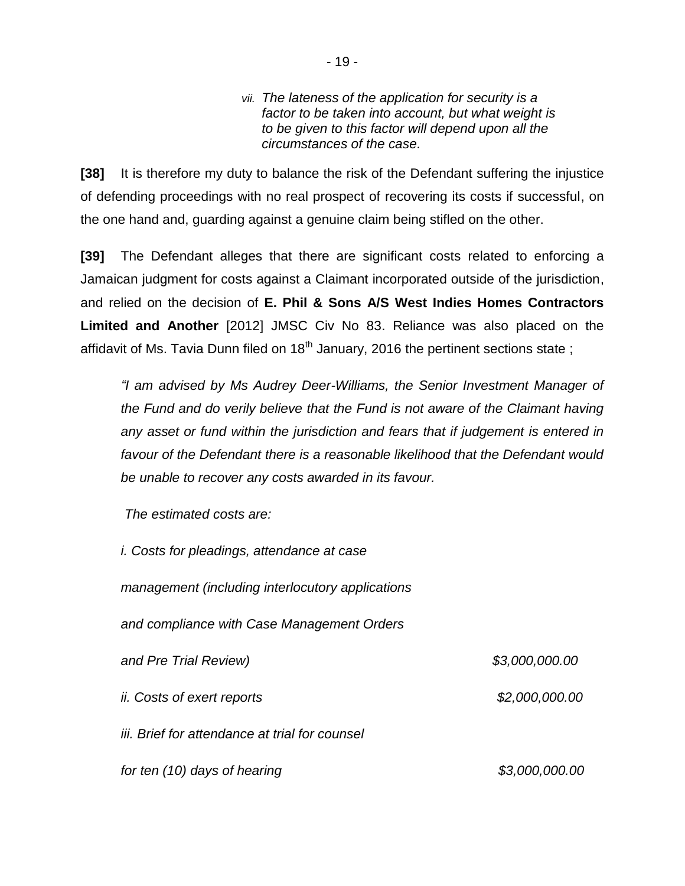*vii. The lateness of the application for security is a factor to be taken into account, but what weight is to be given to this factor will depend upon all the circumstances of the case.*

**[38]** It is therefore my duty to balance the risk of the Defendant suffering the injustice of defending proceedings with no real prospect of recovering its costs if successful, on the one hand and, guarding against a genuine claim being stifled on the other.

**[39]** The Defendant alleges that there are significant costs related to enforcing a Jamaican judgment for costs against a Claimant incorporated outside of the jurisdiction, and relied on the decision of **E. Phil & Sons A/S West Indies Homes Contractors Limited and Another** [2012] JMSC Civ No 83. Reliance was also placed on the affidavit of Ms. Tavia Dunn filed on 18th January, 2016 the pertinent sections state ;

*"I am advised by Ms Audrey Deer-Williams, the Senior Investment Manager of the Fund and do verily believe that the Fund is not aware of the Claimant having any asset or fund within the jurisdiction and fears that if judgement is entered in favour of the Defendant there is a reasonable likelihood that the Defendant would be unable to recover any costs awarded in its favour.*

*The estimated costs are:*

| | |
|---|---|
| *i. Costs for pleadings, attendance at case management (including interlocutory applications and compliance with Case Management Orders and Pre Trial Review)* | *$3,000,000.00* |
| *ii. Costs of exert reports* | *$2,000,000.00* |
| *iii. Brief for attendance at trial for counsel for ten (10) days of hearing* | *$3,000,000.00* |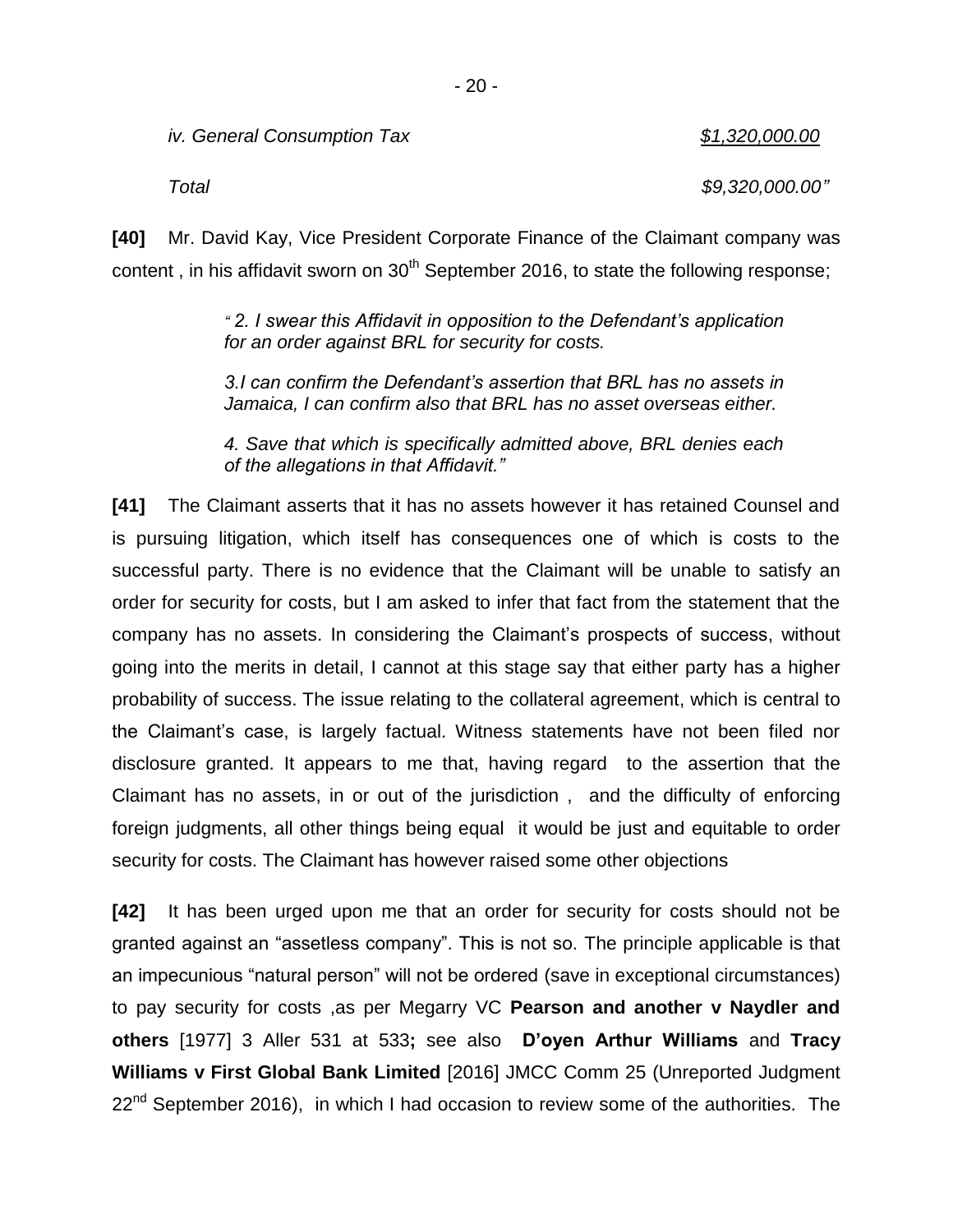*iv. General Consumption Tax* <u>*$1,320,000.00*</u>

*Total* *$9,320,000.00"*

**[40]** Mr. David Kay, Vice President Corporate Finance of the Claimant company was content , in his affidavit sworn on 30th September 2016, to state the following response;

> *" 2. I swear this Affidavit in opposition to the Defendant's application for an order against BRL for security for costs.*
>
> *3.I can confirm the Defendant's assertion that BRL has no assets in Jamaica, I can confirm also that BRL has no asset overseas either.*
>
> *4. Save that which is specifically admitted above, BRL denies each of the allegations in that Affidavit."*

**[41]** The Claimant asserts that it has no assets however it has retained Counsel and is pursuing litigation, which itself has consequences one of which is costs to the successful party. There is no evidence that the Claimant will be unable to satisfy an order for security for costs, but I am asked to infer that fact from the statement that the company has no assets. In considering the Claimant's prospects of success, without going into the merits in detail, I cannot at this stage say that either party has a higher probability of success. The issue relating to the collateral agreement, which is central to the Claimant's case, is largely factual. Witness statements have not been filed nor disclosure granted. It appears to me that, having regard to the assertion that the Claimant has no assets, in or out of the jurisdiction , and the difficulty of enforcing foreign judgments, all other things being equal it would be just and equitable to order security for costs. The Claimant has however raised some other objections

**[42]** It has been urged upon me that an order for security for costs should not be granted against an "assetless company". This is not so. The principle applicable is that an impecunious "natural person" will not be ordered (save in exceptional circumstances) to pay security for costs ,as per Megarry VC **Pearson and another v Naydler and others** [1977] 3 Aller 531 at 533**;** see also **D'oyen Arthur Williams** and **Tracy Williams v First Global Bank Limited** [2016] JMCC Comm 25 (Unreported Judgment 22nd September 2016), in which I had occasion to review some of the authorities. The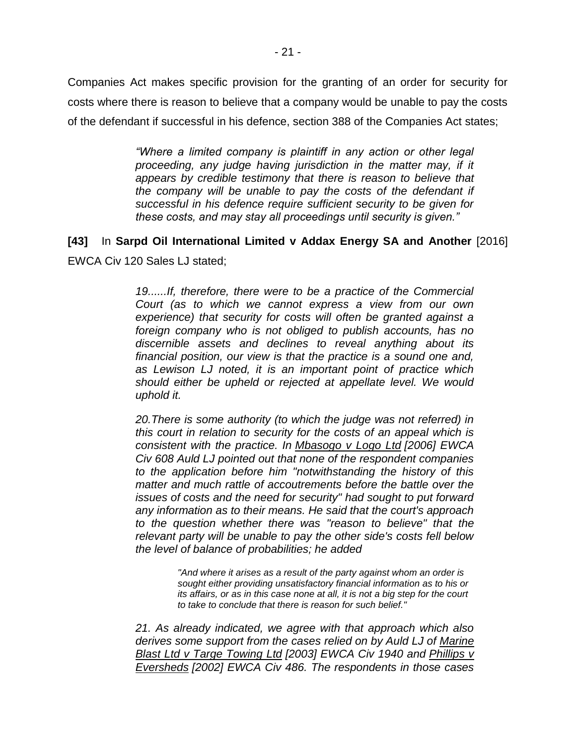Companies Act makes specific provision for the granting of an order for security for costs where there is reason to believe that a company would be unable to pay the costs of the defendant if successful in his defence, section 388 of the Companies Act states;

> *"Where a limited company is plaintiff in any action or other legal proceeding, any judge having jurisdiction in the matter may, if it appears by credible testimony that there is reason to believe that the company will be unable to pay the costs of the defendant if successful in his defence require sufficient security to be given for these costs, and may stay all proceedings until security is given."*

**[43]** In **Sarpd Oil International Limited v Addax Energy SA and Another** [2016] EWCA Civ 120 Sales LJ stated;

> *19......If, therefore, there were to be a practice of the Commercial Court (as to which we cannot express a view from our own experience) that security for costs will often be granted against a foreign company who is not obliged to publish accounts, has no discernible assets and declines to reveal anything about its financial position, our view is that the practice is a sound one and, as Lewison LJ noted, it is an important point of practice which should either be upheld or rejected at appellate level. We would uphold it.*
>
> *20.There is some authority (to which the judge was not referred) in this court in relation to security for the costs of an appeal which is consistent with the practice. In Mbasogo v Logo Ltd [2006] EWCA Civ 608 Auld LJ pointed out that none of the respondent companies to the application before him "notwithstanding the history of this matter and much rattle of accoutrements before the battle over the issues of costs and the need for security" had sought to put forward any information as to their means. He said that the court's approach to the question whether there was "reason to believe" that the relevant party will be unable to pay the other side's costs fell below the level of balance of probabilities; he added*
>
> > *"And where it arises as a result of the party against whom an order is sought either providing unsatisfactory financial information as to his or its affairs, or as in this case none at all, it is not a big step for the court to take to conclude that there is reason for such belief."*
>
> *21. As already indicated, we agree with that approach which also derives some support from the cases relied on by Auld LJ of Marine Blast Ltd v Targe Towing Ltd [2003] EWCA Civ 1940 and Phillips v Eversheds [2002] EWCA Civ 486. The respondents in those cases*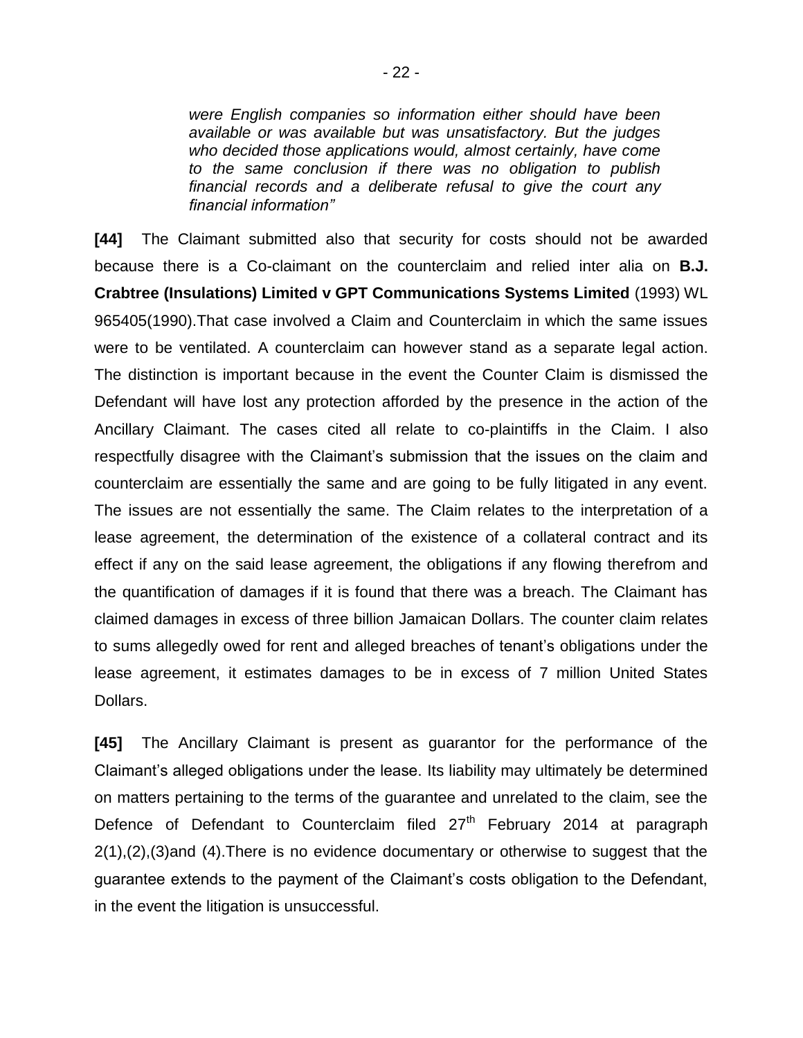> *were English companies so information either should have been available or was available but was unsatisfactory. But the judges who decided those applications would, almost certainly, have come to the same conclusion if there was no obligation to publish financial records and a deliberate refusal to give the court any financial information"*

**[44]** The Claimant submitted also that security for costs should not be awarded because there is a Co-claimant on the counterclaim and relied inter alia on **B.J. Crabtree (Insulations) Limited v GPT Communications Systems Limited** (1993) WL 965405(1990).That case involved a Claim and Counterclaim in which the same issues were to be ventilated. A counterclaim can however stand as a separate legal action. The distinction is important because in the event the Counter Claim is dismissed the Defendant will have lost any protection afforded by the presence in the action of the Ancillary Claimant. The cases cited all relate to co-plaintiffs in the Claim. I also respectfully disagree with the Claimant's submission that the issues on the claim and counterclaim are essentially the same and are going to be fully litigated in any event. The issues are not essentially the same. The Claim relates to the interpretation of a lease agreement, the determination of the existence of a collateral contract and its effect if any on the said lease agreement, the obligations if any flowing therefrom and the quantification of damages if it is found that there was a breach. The Claimant has claimed damages in excess of three billion Jamaican Dollars. The counter claim relates to sums allegedly owed for rent and alleged breaches of tenant's obligations under the lease agreement, it estimates damages to be in excess of 7 million United States Dollars.

**[45]** The Ancillary Claimant is present as guarantor for the performance of the Claimant's alleged obligations under the lease. Its liability may ultimately be determined on matters pertaining to the terms of the guarantee and unrelated to the claim, see the Defence of Defendant to Counterclaim filed 27th February 2014 at paragraph 2(1),(2),(3)and (4).There is no evidence documentary or otherwise to suggest that the guarantee extends to the payment of the Claimant's costs obligation to the Defendant, in the event the litigation is unsuccessful.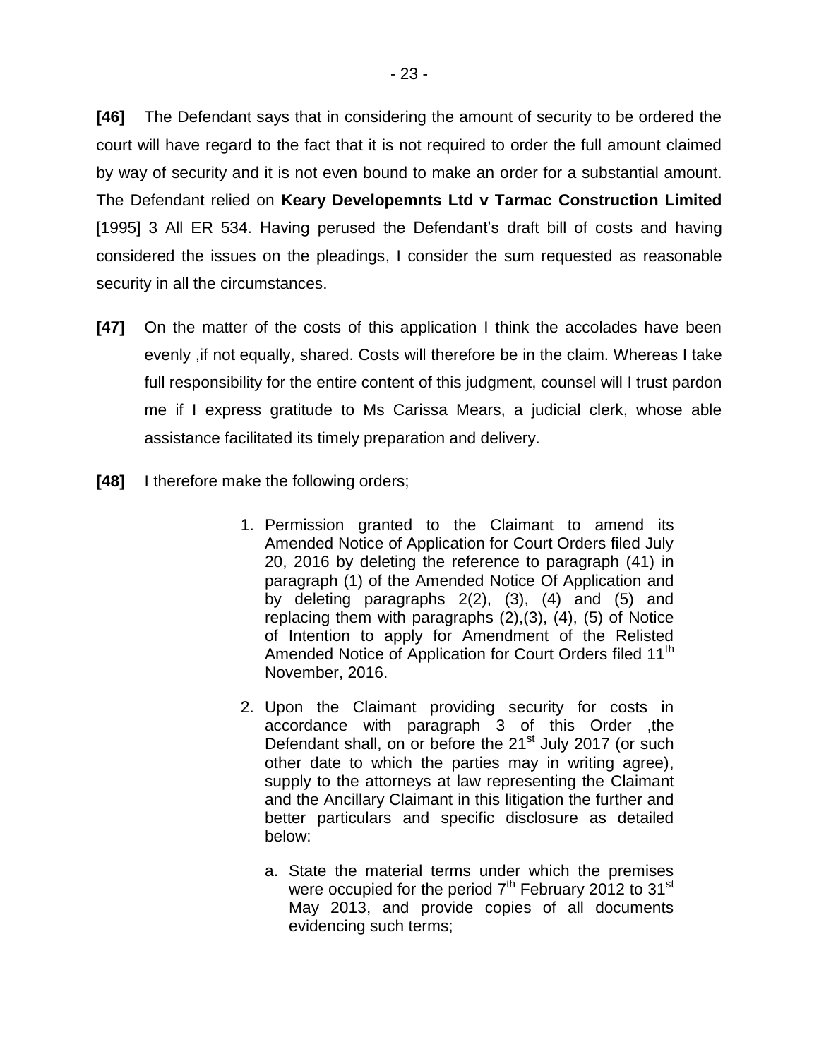**[46]** The Defendant says that in considering the amount of security to be ordered the court will have regard to the fact that it is not required to order the full amount claimed by way of security and it is not even bound to make an order for a substantial amount. The Defendant relied on **Keary Developemnts Ltd v Tarmac Construction Limited** [1995] 3 All ER 534. Having perused the Defendant's draft bill of costs and having considered the issues on the pleadings, I consider the sum requested as reasonable security in all the circumstances.

**[47]** On the matter of the costs of this application I think the accolades have been evenly ,if not equally, shared. Costs will therefore be in the claim. Whereas I take full responsibility for the entire content of this judgment, counsel will I trust pardon me if I express gratitude to Ms Carissa Mears, a judicial clerk, whose able assistance facilitated its timely preparation and delivery.

**[48]** I therefore make the following orders;

1. Permission granted to the Claimant to amend its Amended Notice of Application for Court Orders filed July 20, 2016 by deleting the reference to paragraph (41) in paragraph (1) of the Amended Notice Of Application and by deleting paragraphs 2(2), (3), (4) and (5) and replacing them with paragraphs (2),(3), (4), (5) of Notice of Intention to apply for Amendment of the Relisted Amended Notice of Application for Court Orders filed 11th November, 2016.

2. Upon the Claimant providing security for costs in accordance with paragraph 3 of this Order ,the Defendant shall, on or before the 21st July 2017 (or such other date to which the parties may in writing agree), supply to the attorneys at law representing the Claimant and the Ancillary Claimant in this litigation the further and better particulars and specific disclosure as detailed below:

   a. State the material terms under which the premises were occupied for the period 7th February 2012 to 31st May 2013, and provide copies of all documents evidencing such terms;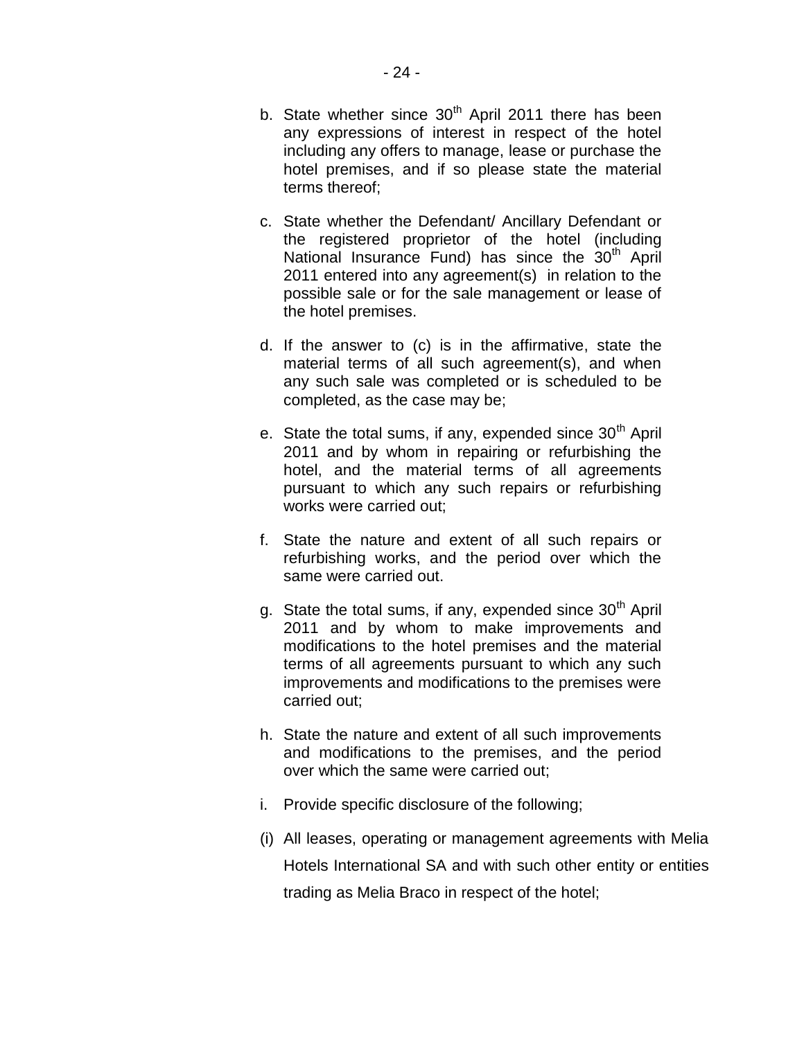b. State whether since 30th April 2011 there has been any expressions of interest in respect of the hotel including any offers to manage, lease or purchase the hotel premises, and if so please state the material terms thereof;

c. State whether the Defendant/ Ancillary Defendant or the registered proprietor of the hotel (including National Insurance Fund) has since the 30th April 2011 entered into any agreement(s) in relation to the possible sale or for the sale management or lease of the hotel premises.

d. If the answer to (c) is in the affirmative, state the material terms of all such agreement(s), and when any such sale was completed or is scheduled to be completed, as the case may be;

e. State the total sums, if any, expended since 30th April 2011 and by whom in repairing or refurbishing the hotel, and the material terms of all agreements pursuant to which any such repairs or refurbishing works were carried out;

f. State the nature and extent of all such repairs or refurbishing works, and the period over which the same were carried out.

g. State the total sums, if any, expended since 30th April 2011 and by whom to make improvements and modifications to the hotel premises and the material terms of all agreements pursuant to which any such improvements and modifications to the premises were carried out;

h. State the nature and extent of all such improvements and modifications to the premises, and the period over which the same were carried out;

i. Provide specific disclosure of the following;

(i) All leases, operating or management agreements with Melia Hotels International SA and with such other entity or entities trading as Melia Braco in respect of the hotel;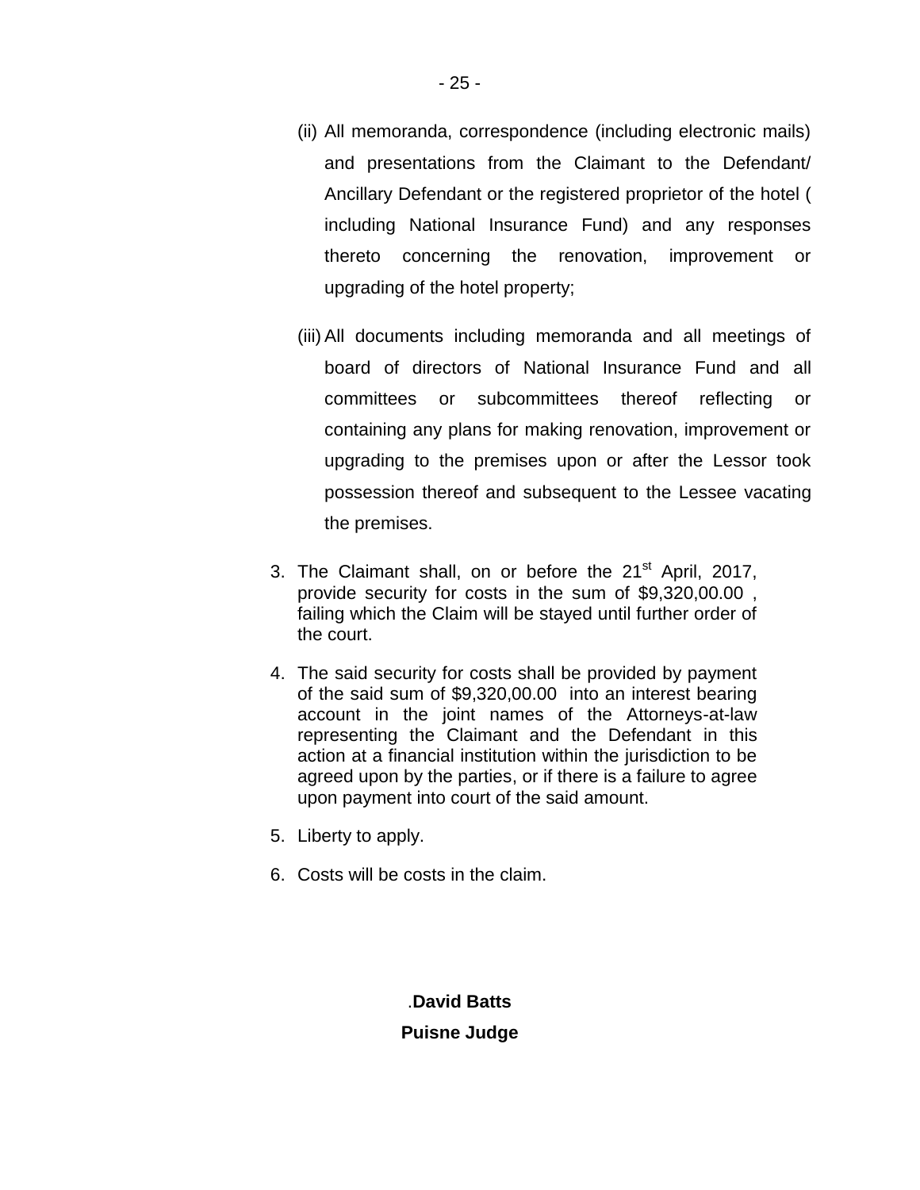(ii) All memoranda, correspondence (including electronic mails) and presentations from the Claimant to the Defendant/ Ancillary Defendant or the registered proprietor of the hotel ( including National Insurance Fund) and any responses thereto concerning the renovation, improvement or upgrading of the hotel property;

(iii) All documents including memoranda and all meetings of board of directors of National Insurance Fund and all committees or subcommittees thereof reflecting or containing any plans for making renovation, improvement or upgrading to the premises upon or after the Lessor took possession thereof and subsequent to the Lessee vacating the premises.

3. The Claimant shall, on or before the 21st April, 2017, provide security for costs in the sum of $9,320,00.00 , failing which the Claim will be stayed until further order of the court.

4. The said security for costs shall be provided by payment of the said sum of $9,320,00.00 into an interest bearing account in the joint names of the Attorneys-at-law representing the Claimant and the Defendant in this action at a financial institution within the jurisdiction to be agreed upon by the parties, or if there is a failure to agree upon payment into court of the said amount.

5. Liberty to apply.

6. Costs will be costs in the claim.

.**David Batts**

**Puisne Judge**